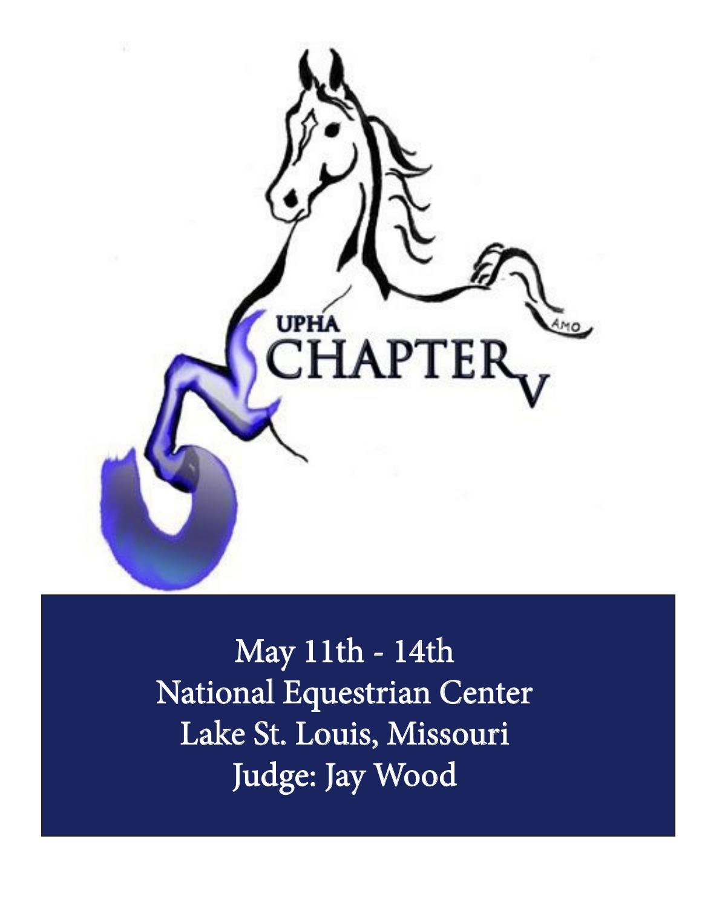UPHA

# CHAPTER V

May 11th - 14th
National Equestrian Center
Lake St. Louis, Missouri
Judge: Jay Wood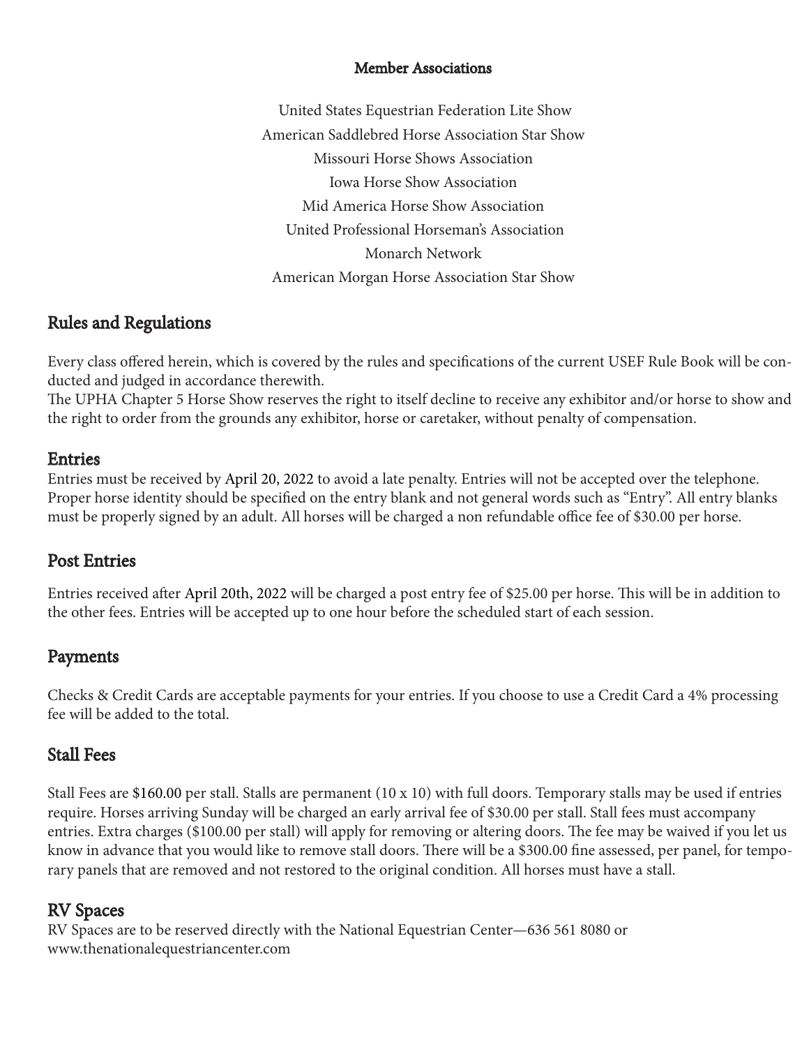**Member Associations**

United States Equestrian Federation Lite Show
American Saddlebred Horse Association Star Show
Missouri Horse Shows Association
Iowa Horse Show Association
Mid America Horse Show Association
United Professional Horseman's Association
Monarch Network
American Morgan Horse Association Star Show

## Rules and Regulations

Every class offered herein, which is covered by the rules and specifications of the current USEF Rule Book will be conducted and judged in accordance therewith.
The UPHA Chapter 5 Horse Show reserves the right to itself decline to receive any exhibitor and/or horse to show and the right to order from the grounds any exhibitor, horse or caretaker, without penalty of compensation.

## Entries

Entries must be received by April 20, 2022 to avoid a late penalty. Entries will not be accepted over the telephone. Proper horse identity should be specified on the entry blank and not general words such as "Entry". All entry blanks must be properly signed by an adult. All horses will be charged a non refundable office fee of $30.00 per horse.

## Post Entries

Entries received after April 20th, 2022 will be charged a post entry fee of $25.00 per horse. This will be in addition to the other fees. Entries will be accepted up to one hour before the scheduled start of each session.

## Payments

Checks & Credit Cards are acceptable payments for your entries. If you choose to use a Credit Card a 4% processing fee will be added to the total.

## Stall Fees

Stall Fees are $160.00 per stall. Stalls are permanent (10 x 10) with full doors. Temporary stalls may be used if entries require. Horses arriving Sunday will be charged an early arrival fee of $30.00 per stall. Stall fees must accompany entries. Extra charges ($100.00 per stall) will apply for removing or altering doors. The fee may be waived if you let us know in advance that you would like to remove stall doors. There will be a $300.00 fine assessed, per panel, for temporary panels that are removed and not restored to the original condition. All horses must have a stall.

## RV Spaces

RV Spaces are to be reserved directly with the National Equestrian Center—636 561 8080 or www.thenationalequestriancenter.com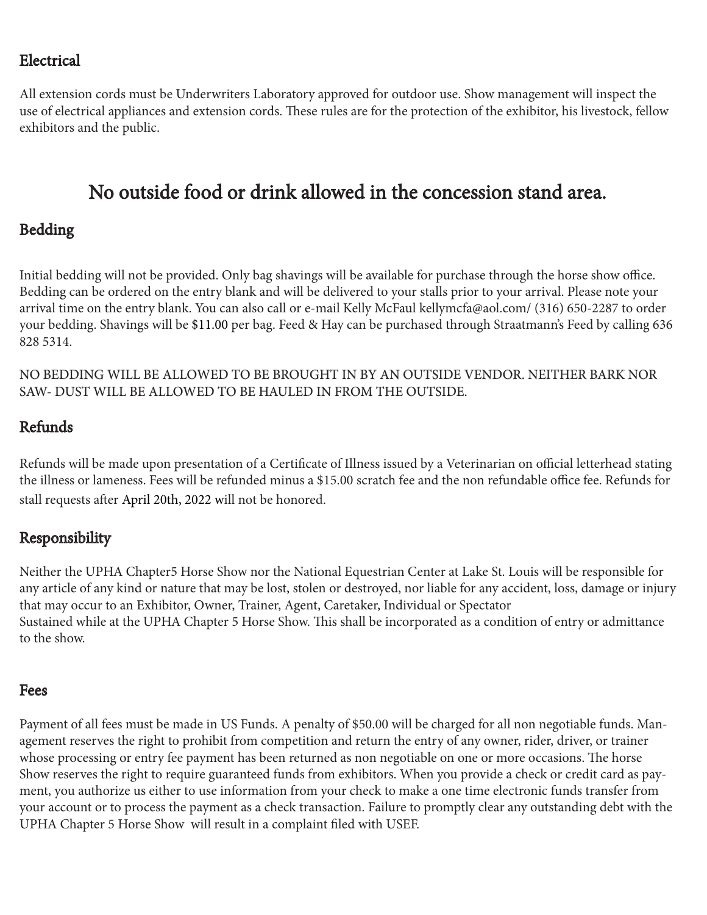## Electrical

All extension cords must be Underwriters Laboratory approved for outdoor use. Show management will inspect the use of electrical appliances and extension cords. These rules are for the protection of the exhibitor, his livestock, fellow exhibitors and the public.

# No outside food or drink allowed in the concession stand area.

## Bedding

Initial bedding will not be provided. Only bag shavings will be available for purchase through the horse show office. Bedding can be ordered on the entry blank and will be delivered to your stalls prior to your arrival. Please note your arrival time on the entry blank. You can also call or e-mail Kelly McFaul kellymcfa@aol.com/ (316) 650-2287 to order your bedding. Shavings will be $11.00 per bag. Feed & Hay can be purchased through Straatmann's Feed by calling 636 828 5314.

NO BEDDING WILL BE ALLOWED TO BE BROUGHT IN BY AN OUTSIDE VENDOR. NEITHER BARK NOR SAW- DUST WILL BE ALLOWED TO BE HAULED IN FROM THE OUTSIDE.

## Refunds

Refunds will be made upon presentation of a Certificate of Illness issued by a Veterinarian on official letterhead stating the illness or lameness. Fees will be refunded minus a $15.00 scratch fee and the non refundable office fee. Refunds for stall requests after April 20th, 2022 will not be honored.

## Responsibility

Neither the UPHA Chapter5 Horse Show nor the National Equestrian Center at Lake St. Louis will be responsible for any article of any kind or nature that may be lost, stolen or destroyed, nor liable for any accident, loss, damage or injury that may occur to an Exhibitor, Owner, Trainer, Agent, Caretaker, Individual or Spectator
Sustained while at the UPHA Chapter 5 Horse Show. This shall be incorporated as a condition of entry or admittance to the show.

## Fees

Payment of all fees must be made in US Funds. A penalty of $50.00 will be charged for all non negotiable funds. Management reserves the right to prohibit from competition and return the entry of any owner, rider, driver, or trainer whose processing or entry fee payment has been returned as non negotiable on one or more occasions. The horse Show reserves the right to require guaranteed funds from exhibitors. When you provide a check or credit card as payment, you authorize us either to use information from your check to make a one time electronic funds transfer from your account or to process the payment as a check transaction. Failure to promptly clear any outstanding debt with the UPHA Chapter 5 Horse Show will result in a complaint filed with USEF.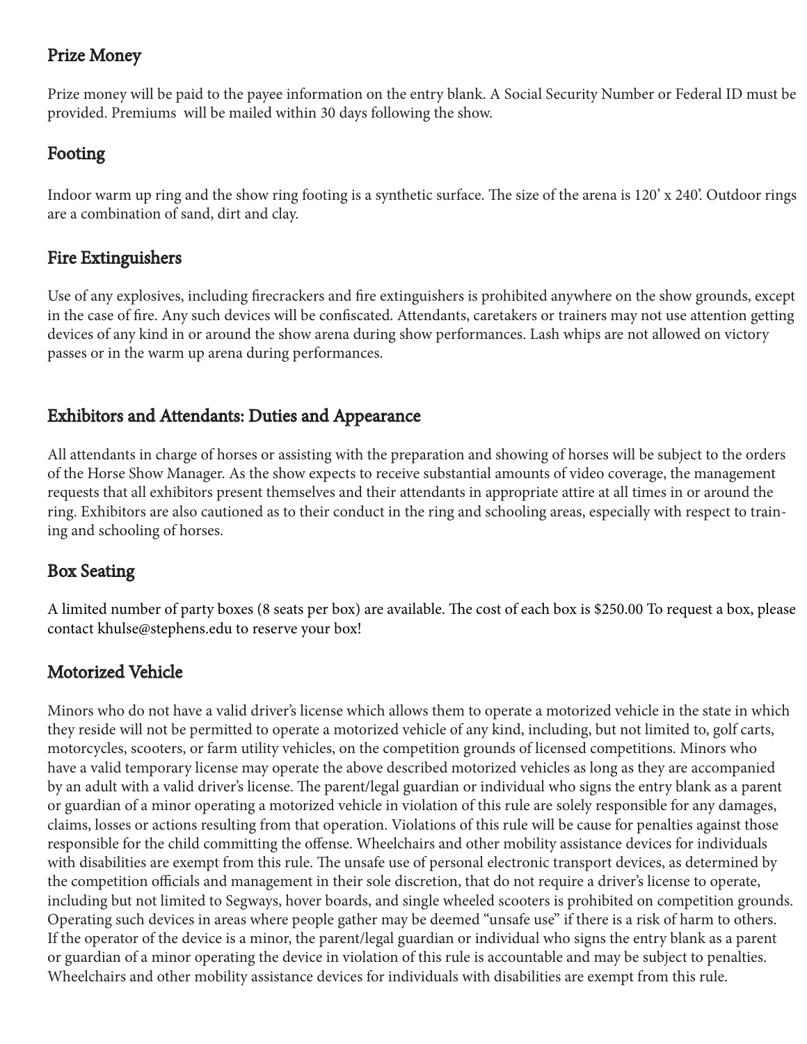## Prize Money

Prize money will be paid to the payee information on the entry blank. A Social Security Number or Federal ID must be provided. Premiums will be mailed within 30 days following the show.

## Footing

Indoor warm up ring and the show ring footing is a synthetic surface. The size of the arena is 120' x 240'. Outdoor rings are a combination of sand, dirt and clay.

## Fire Extinguishers

Use of any explosives, including firecrackers and fire extinguishers is prohibited anywhere on the show grounds, except in the case of fire. Any such devices will be confiscated. Attendants, caretakers or trainers may not use attention getting devices of any kind in or around the show arena during show performances. Lash whips are not allowed on victory passes or in the warm up arena during performances.

## Exhibitors and Attendants: Duties and Appearance

All attendants in charge of horses or assisting with the preparation and showing of horses will be subject to the orders of the Horse Show Manager. As the show expects to receive substantial amounts of video coverage, the management requests that all exhibitors present themselves and their attendants in appropriate attire at all times in or around the ring. Exhibitors are also cautioned as to their conduct in the ring and schooling areas, especially with respect to training and schooling of horses.

## Box Seating

A limited number of party boxes (8 seats per box) are available. The cost of each box is $250.00 To request a box, please contact khulse@stephens.edu to reserve your box!

## Motorized Vehicle

Minors who do not have a valid driver's license which allows them to operate a motorized vehicle in the state in which they reside will not be permitted to operate a motorized vehicle of any kind, including, but not limited to, golf carts, motorcycles, scooters, or farm utility vehicles, on the competition grounds of licensed competitions. Minors who have a valid temporary license may operate the above described motorized vehicles as long as they are accompanied by an adult with a valid driver's license. The parent/legal guardian or individual who signs the entry blank as a parent or guardian of a minor operating a motorized vehicle in violation of this rule are solely responsible for any damages, claims, losses or actions resulting from that operation. Violations of this rule will be cause for penalties against those responsible for the child committing the offense. Wheelchairs and other mobility assistance devices for individuals with disabilities are exempt from this rule. The unsafe use of personal electronic transport devices, as determined by the competition officials and management in their sole discretion, that do not require a driver's license to operate, including but not limited to Segways, hover boards, and single wheeled scooters is prohibited on competition grounds. Operating such devices in areas where people gather may be deemed "unsafe use" if there is a risk of harm to others. If the operator of the device is a minor, the parent/legal guardian or individual who signs the entry blank as a parent or guardian of a minor operating the device in violation of this rule is accountable and may be subject to penalties. Wheelchairs and other mobility assistance devices for individuals with disabilities are exempt from this rule.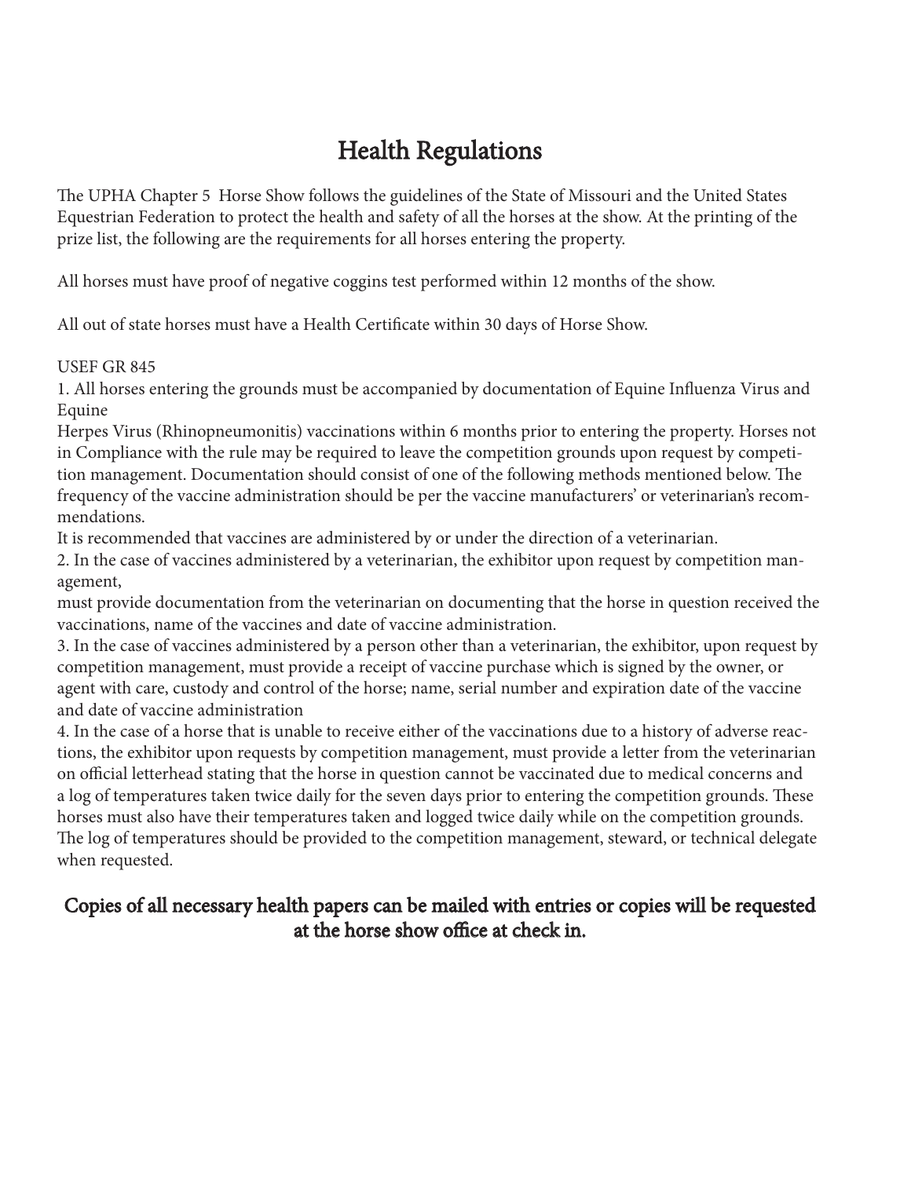# Health Regulations

The UPHA Chapter 5 Horse Show follows the guidelines of the State of Missouri and the United States Equestrian Federation to protect the health and safety of all the horses at the show. At the printing of the prize list, the following are the requirements for all horses entering the property.

All horses must have proof of negative coggins test performed within 12 months of the show.

All out of state horses must have a Health Certificate within 30 days of Horse Show.

USEF GR 845

1. All horses entering the grounds must be accompanied by documentation of Equine Influenza Virus and Equine Herpes Virus (Rhinopneumonitis) vaccinations within 6 months prior to entering the property. Horses not in Compliance with the rule may be required to leave the competition grounds upon request by competition management. Documentation should consist of one of the following methods mentioned below. The frequency of the vaccine administration should be per the vaccine manufacturers' or veterinarian's recommendations.
It is recommended that vaccines are administered by or under the direction of a veterinarian.
2. In the case of vaccines administered by a veterinarian, the exhibitor upon request by competition management, must provide documentation from the veterinarian on documenting that the horse in question received the vaccinations, name of the vaccines and date of vaccine administration.
3. In the case of vaccines administered by a person other than a veterinarian, the exhibitor, upon request by competition management, must provide a receipt of vaccine purchase which is signed by the owner, or agent with care, custody and control of the horse; name, serial number and expiration date of the vaccine and date of vaccine administration
4. In the case of a horse that is unable to receive either of the vaccinations due to a history of adverse reactions, the exhibitor upon requests by competition management, must provide a letter from the veterinarian on official letterhead stating that the horse in question cannot be vaccinated due to medical concerns and a log of temperatures taken twice daily for the seven days prior to entering the competition grounds. These horses must also have their temperatures taken and logged twice daily while on the competition grounds. The log of temperatures should be provided to the competition management, steward, or technical delegate when requested.

**Copies of all necessary health papers can be mailed with entries or copies will be requested at the horse show office at check in.**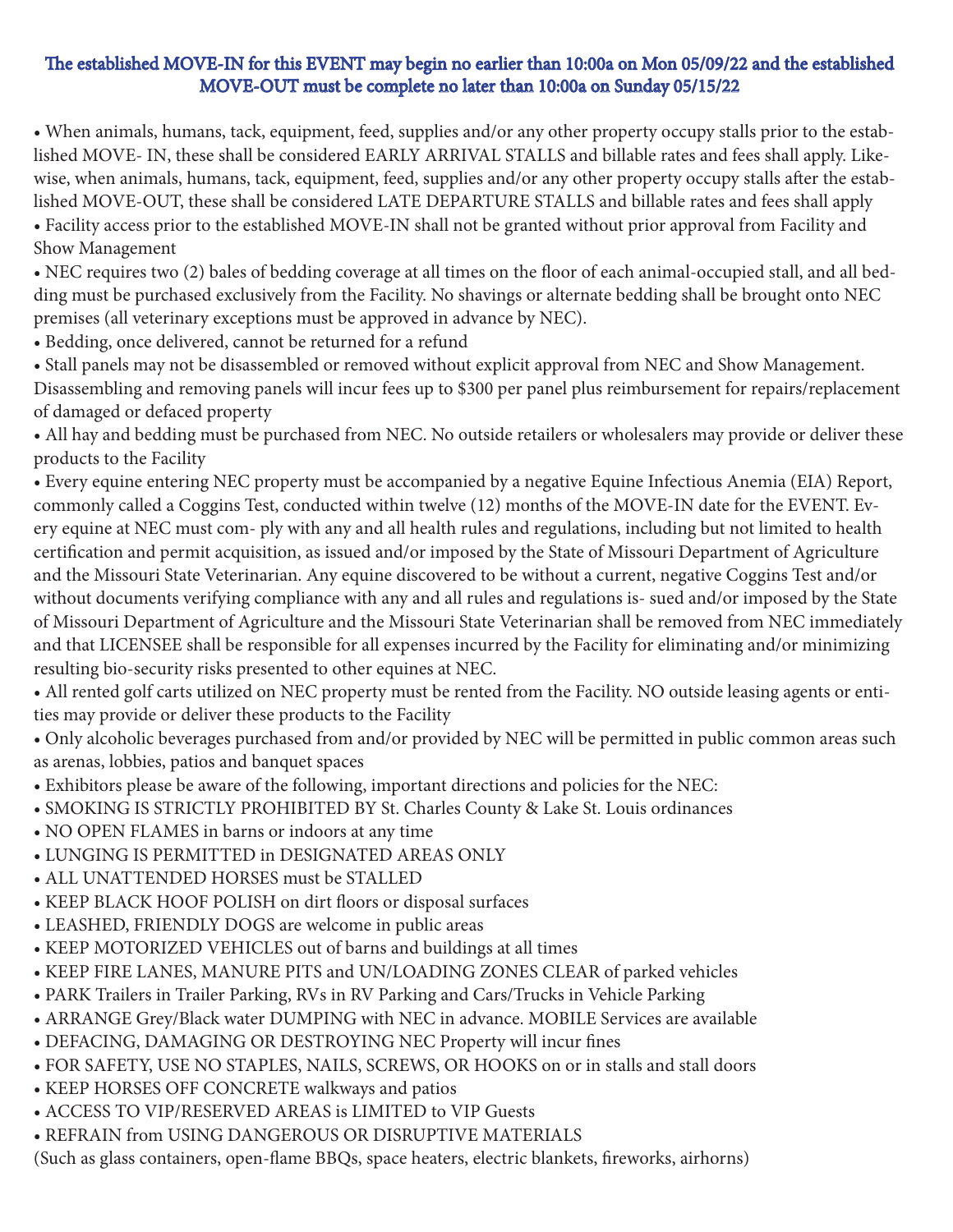**The established MOVE-IN for this EVENT may begin no earlier than 10:00a on Mon 05/09/22 and the established MOVE-OUT must be complete no later than 10:00a on Sunday 05/15/22**

- When animals, humans, tack, equipment, feed, supplies and/or any other property occupy stalls prior to the established MOVE- IN, these shall be considered EARLY ARRIVAL STALLS and billable rates and fees shall apply. Likewise, when animals, humans, tack, equipment, feed, supplies and/or any other property occupy stalls after the established MOVE-OUT, these shall be considered LATE DEPARTURE STALLS and billable rates and fees shall apply
- Facility access prior to the established MOVE-IN shall not be granted without prior approval from Facility and Show Management
- NEC requires two (2) bales of bedding coverage at all times on the floor of each animal-occupied stall, and all bedding must be purchased exclusively from the Facility. No shavings or alternate bedding shall be brought onto NEC premises (all veterinary exceptions must be approved in advance by NEC).
- Bedding, once delivered, cannot be returned for a refund
- Stall panels may not be disassembled or removed without explicit approval from NEC and Show Management. Disassembling and removing panels will incur fees up to $300 per panel plus reimbursement for repairs/replacement of damaged or defaced property
- All hay and bedding must be purchased from NEC. No outside retailers or wholesalers may provide or deliver these products to the Facility
- Every equine entering NEC property must be accompanied by a negative Equine Infectious Anemia (EIA) Report, commonly called a Coggins Test, conducted within twelve (12) months of the MOVE-IN date for the EVENT. Every equine at NEC must com- ply with any and all health rules and regulations, including but not limited to health certification and permit acquisition, as issued and/or imposed by the State of Missouri Department of Agriculture and the Missouri State Veterinarian. Any equine discovered to be without a current, negative Coggins Test and/or without documents verifying compliance with any and all rules and regulations is- sued and/or imposed by the State of Missouri Department of Agriculture and the Missouri State Veterinarian shall be removed from NEC immediately and that LICENSEE shall be responsible for all expenses incurred by the Facility for eliminating and/or minimizing resulting bio-security risks presented to other equines at NEC.
- All rented golf carts utilized on NEC property must be rented from the Facility. NO outside leasing agents or entities may provide or deliver these products to the Facility
- Only alcoholic beverages purchased from and/or provided by NEC will be permitted in public common areas such as arenas, lobbies, patios and banquet spaces
- Exhibitors please be aware of the following, important directions and policies for the NEC:
- SMOKING IS STRICTLY PROHIBITED BY St. Charles County & Lake St. Louis ordinances
- NO OPEN FLAMES in barns or indoors at any time
- LUNGING IS PERMITTED in DESIGNATED AREAS ONLY
- ALL UNATTENDED HORSES must be STALLED
- KEEP BLACK HOOF POLISH on dirt floors or disposal surfaces
- LEASHED, FRIENDLY DOGS are welcome in public areas
- KEEP MOTORIZED VEHICLES out of barns and buildings at all times
- KEEP FIRE LANES, MANURE PITS and UN/LOADING ZONES CLEAR of parked vehicles
- PARK Trailers in Trailer Parking, RVs in RV Parking and Cars/Trucks in Vehicle Parking
- ARRANGE Grey/Black water DUMPING with NEC in advance. MOBILE Services are available
- DEFACING, DAMAGING OR DESTROYING NEC Property will incur fines
- FOR SAFETY, USE NO STAPLES, NAILS, SCREWS, OR HOOKS on or in stalls and stall doors
- KEEP HORSES OFF CONCRETE walkways and patios
- ACCESS TO VIP/RESERVED AREAS is LIMITED to VIP Guests
- REFRAIN from USING DANGEROUS OR DISRUPTIVE MATERIALS

(Such as glass containers, open-flame BBQs, space heaters, electric blankets, fireworks, airhorns)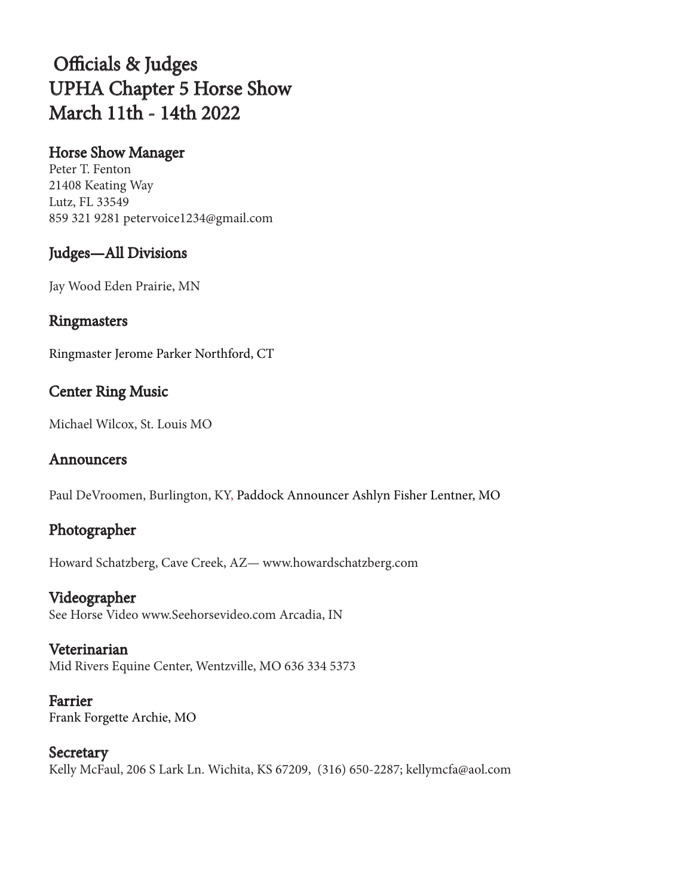# Officials & Judges
# UPHA Chapter 5 Horse Show
# March 11th - 14th 2022

## Horse Show Manager

Peter T. Fenton
21408 Keating Way
Lutz, FL 33549
859 321 9281 petervoice1234@gmail.com

## Judges—All Divisions

Jay Wood Eden Prairie, MN

## Ringmasters

Ringmaster Jerome Parker Northford, CT

## Center Ring Music

Michael Wilcox, St. Louis MO

## Announcers

Paul DeVroomen, Burlington, KY, Paddock Announcer Ashlyn Fisher Lentner, MO

## Photographer

Howard Schatzberg, Cave Creek, AZ— www.howardschatzberg.com

## Videographer

See Horse Video www.Seehorsevideo.com Arcadia, IN

## Veterinarian

Mid Rivers Equine Center, Wentzville, MO 636 334 5373

## Farrier

Frank Forgette Archie, MO

## Secretary

Kelly McFaul, 206 S Lark Ln. Wichita, KS 67209, (316) 650-2287; kellymcfa@aol.com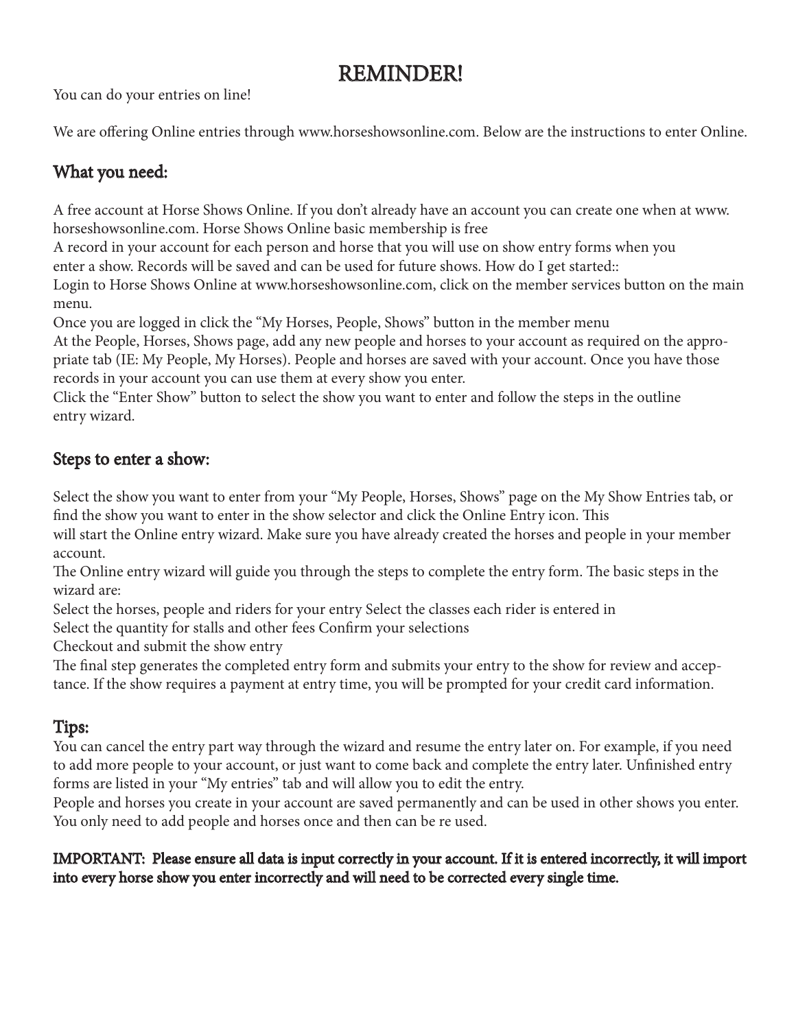# REMINDER!

You can do your entries on line!

We are offering Online entries through www.horseshowsonline.com. Below are the instructions to enter Online.

## What you need:

A free account at Horse Shows Online. If you don't already have an account you can create one when at www.horseshowsonline.com. Horse Shows Online basic membership is free

A record in your account for each person and horse that you will use on show entry forms when you enter a show. Records will be saved and can be used for future shows. How do I get started::

Login to Horse Shows Online at www.horseshowsonline.com, click on the member services button on the main menu.

Once you are logged in click the "My Horses, People, Shows" button in the member menu

At the People, Horses, Shows page, add any new people and horses to your account as required on the appropriate tab (IE: My People, My Horses). People and horses are saved with your account. Once you have those records in your account you can use them at every show you enter.

Click the "Enter Show" button to select the show you want to enter and follow the steps in the outline entry wizard.

## Steps to enter a show:

Select the show you want to enter from your "My People, Horses, Shows" page on the My Show Entries tab, or find the show you want to enter in the show selector and click the Online Entry icon. This will start the Online entry wizard. Make sure you have already created the horses and people in your member account.

The Online entry wizard will guide you through the steps to complete the entry form. The basic steps in the wizard are:

Select the horses, people and riders for your entry Select the classes each rider is entered in

Select the quantity for stalls and other fees Confirm your selections

Checkout and submit the show entry

The final step generates the completed entry form and submits your entry to the show for review and acceptance. If the show requires a payment at entry time, you will be prompted for your credit card information.

## Tips:

You can cancel the entry part way through the wizard and resume the entry later on. For example, if you need to add more people to your account, or just want to come back and complete the entry later. Unfinished entry forms are listed in your "My entries" tab and will allow you to edit the entry.

People and horses you create in your account are saved permanently and can be used in other shows you enter. You only need to add people and horses once and then can be re used.

**IMPORTANT: Please ensure all data is input correctly in your account. If it is entered incorrectly, it will import into every horse show you enter incorrectly and will need to be corrected every single time.**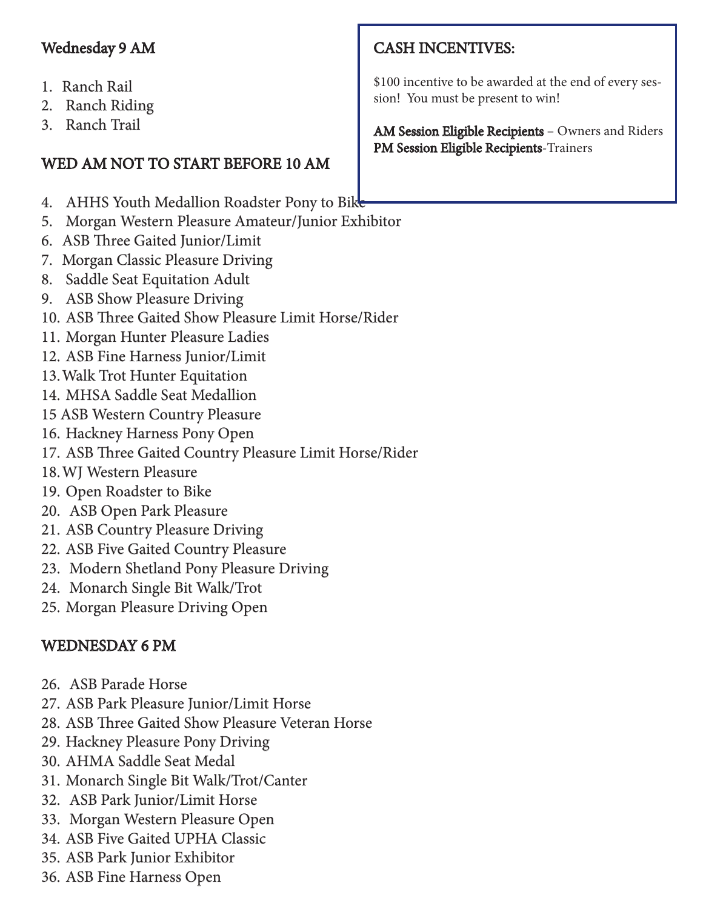## Wednesday 9 AM

1. Ranch Rail
2. Ranch Riding
3. Ranch Trail

## WED AM NOT TO START BEFORE 10 AM

4. AHHS Youth Medallion Roadster Pony to Bike
5. Morgan Western Pleasure Amateur/Junior Exhibitor
6. ASB Three Gaited Junior/Limit
7. Morgan Classic Pleasure Driving
8. Saddle Seat Equitation Adult
9. ASB Show Pleasure Driving
10. ASB Three Gaited Show Pleasure Limit Horse/Rider
11. Morgan Hunter Pleasure Ladies
12. ASB Fine Harness Junior/Limit
13. Walk Trot Hunter Equitation
14. MHSA Saddle Seat Medallion
15 ASB Western Country Pleasure
16. Hackney Harness Pony Open
17. ASB Three Gaited Country Pleasure Limit Horse/Rider
18. WJ Western Pleasure
19. Open Roadster to Bike
20. ASB Open Park Pleasure
21. ASB Country Pleasure Driving
22. ASB Five Gaited Country Pleasure
23. Modern Shetland Pony Pleasure Driving
24. Monarch Single Bit Walk/Trot
25. Morgan Pleasure Driving Open

## WEDNESDAY 6 PM

26. ASB Parade Horse
27. ASB Park Pleasure Junior/Limit Horse
28. ASB Three Gaited Show Pleasure Veteran Horse
29. Hackney Pleasure Pony Driving
30. AHMA Saddle Seat Medal
31. Monarch Single Bit Walk/Trot/Canter
32. ASB Park Junior/Limit Horse
33. Morgan Western Pleasure Open
34. ASB Five Gaited UPHA Classic
35. ASB Park Junior Exhibitor
36. ASB Fine Harness Open

## CASH INCENTIVES:

$100 incentive to be awarded at the end of every session! You must be present to win!

**AM Session Eligible Recipients** – Owners and Riders
**PM Session Eligible Recipients**-Trainers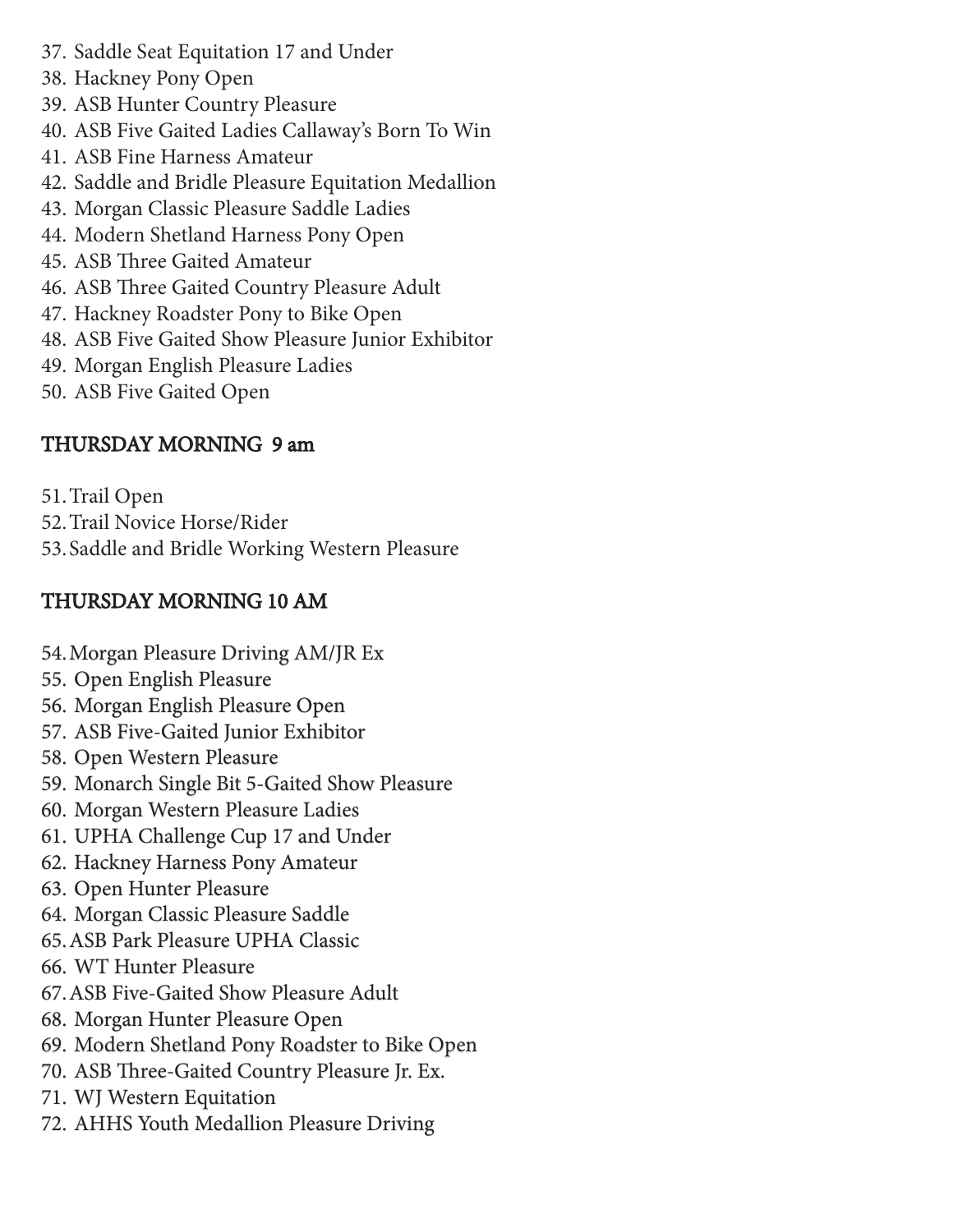37. Saddle Seat Equitation 17 and Under
38. Hackney Pony Open
39. ASB Hunter Country Pleasure
40. ASB Five Gaited Ladies Callaway's Born To Win
41. ASB Fine Harness Amateur
42. Saddle and Bridle Pleasure Equitation Medallion
43. Morgan Classic Pleasure Saddle Ladies
44. Modern Shetland Harness Pony Open
45. ASB Three Gaited Amateur
46. ASB Three Gaited Country Pleasure Adult
47. Hackney Roadster Pony to Bike Open
48. ASB Five Gaited Show Pleasure Junior Exhibitor
49. Morgan English Pleasure Ladies
50. ASB Five Gaited Open

## THURSDAY MORNING 9 am

51. Trail Open
52. Trail Novice Horse/Rider
53. Saddle and Bridle Working Western Pleasure

## THURSDAY MORNING 10 AM

54. Morgan Pleasure Driving AM/JR Ex
55. Open English Pleasure
56. Morgan English Pleasure Open
57. ASB Five-Gaited Junior Exhibitor
58. Open Western Pleasure
59. Monarch Single Bit 5-Gaited Show Pleasure
60. Morgan Western Pleasure Ladies
61. UPHA Challenge Cup 17 and Under
62. Hackney Harness Pony Amateur
63. Open Hunter Pleasure
64. Morgan Classic Pleasure Saddle
65. ASB Park Pleasure UPHA Classic
66. WT Hunter Pleasure
67. ASB Five-Gaited Show Pleasure Adult
68. Morgan Hunter Pleasure Open
69. Modern Shetland Pony Roadster to Bike Open
70. ASB Three-Gaited Country Pleasure Jr. Ex.
71. WJ Western Equitation
72. AHHS Youth Medallion Pleasure Driving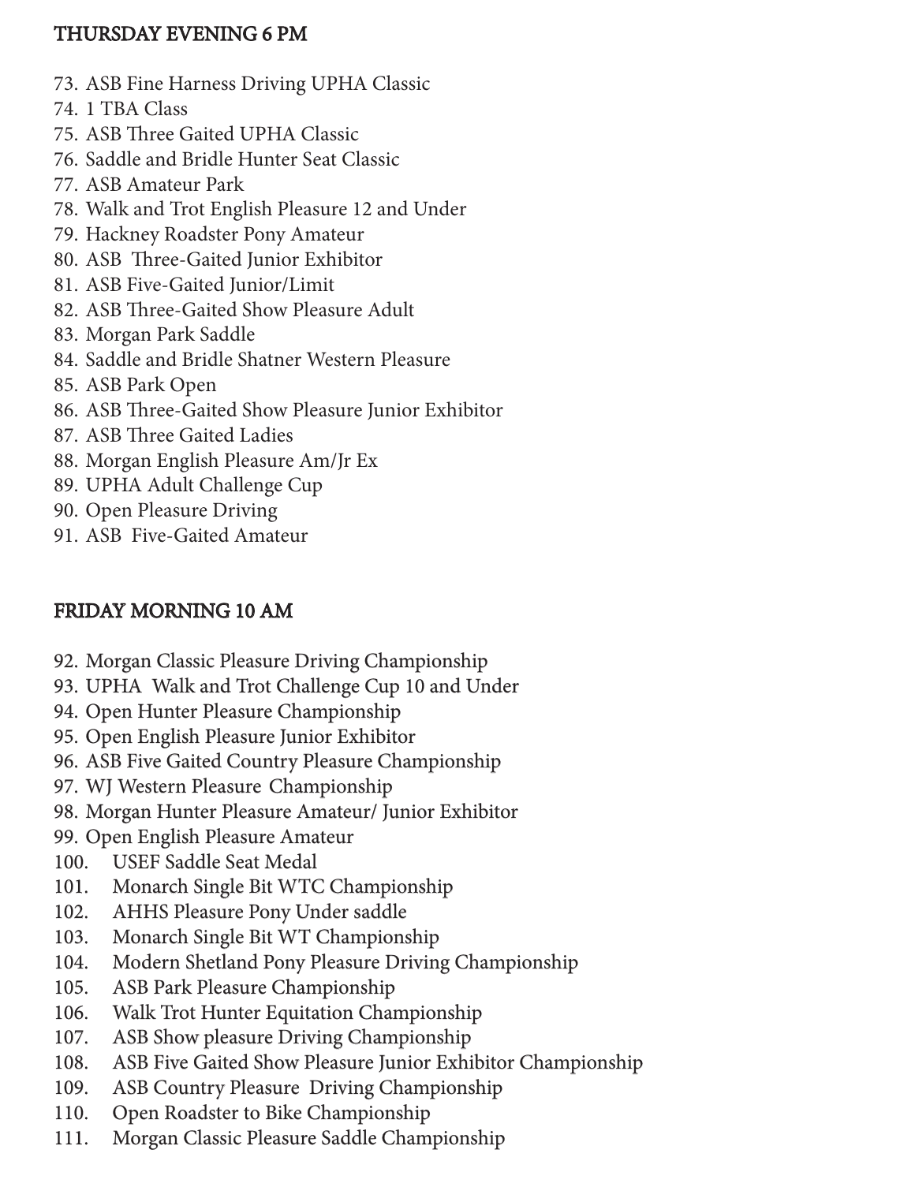## THURSDAY EVENING 6 PM

73. ASB Fine Harness Driving UPHA Classic
74. 1 TBA Class
75. ASB Three Gaited UPHA Classic
76. Saddle and Bridle Hunter Seat Classic
77. ASB Amateur Park
78. Walk and Trot English Pleasure 12 and Under
79. Hackney Roadster Pony Amateur
80. ASB Three-Gaited Junior Exhibitor
81. ASB Five-Gaited Junior/Limit
82. ASB Three-Gaited Show Pleasure Adult
83. Morgan Park Saddle
84. Saddle and Bridle Shatner Western Pleasure
85. ASB Park Open
86. ASB Three-Gaited Show Pleasure Junior Exhibitor
87. ASB Three Gaited Ladies
88. Morgan English Pleasure Am/Jr Ex
89. UPHA Adult Challenge Cup
90. Open Pleasure Driving
91. ASB Five-Gaited Amateur

## FRIDAY MORNING 10 AM

92. Morgan Classic Pleasure Driving Championship
93. UPHA Walk and Trot Challenge Cup 10 and Under
94. Open Hunter Pleasure Championship
95. Open English Pleasure Junior Exhibitor
96. ASB Five Gaited Country Pleasure Championship
97. WJ Western Pleasure Championship
98. Morgan Hunter Pleasure Amateur/ Junior Exhibitor
99. Open English Pleasure Amateur
100. USEF Saddle Seat Medal
101. Monarch Single Bit WTC Championship
102. AHHS Pleasure Pony Under saddle
103. Monarch Single Bit WT Championship
104. Modern Shetland Pony Pleasure Driving Championship
105. ASB Park Pleasure Championship
106. Walk Trot Hunter Equitation Championship
107. ASB Show pleasure Driving Championship
108. ASB Five Gaited Show Pleasure Junior Exhibitor Championship
109. ASB Country Pleasure Driving Championship
110. Open Roadster to Bike Championship
111. Morgan Classic Pleasure Saddle Championship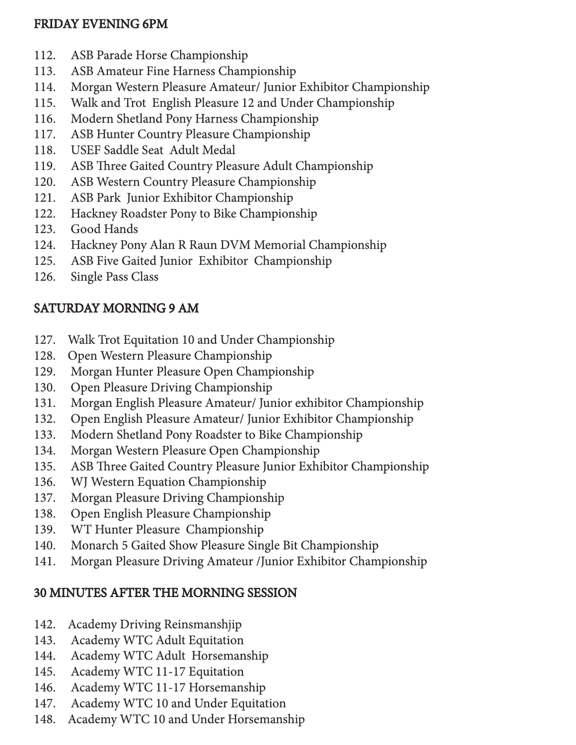## FRIDAY EVENING 6PM

112. ASB Parade Horse Championship
113. ASB Amateur Fine Harness Championship
114. Morgan Western Pleasure Amateur/ Junior Exhibitor Championship
115. Walk and Trot English Pleasure 12 and Under Championship
116. Modern Shetland Pony Harness Championship
117. ASB Hunter Country Pleasure Championship
118. USEF Saddle Seat Adult Medal
119. ASB Three Gaited Country Pleasure Adult Championship
120. ASB Western Country Pleasure Championship
121. ASB Park Junior Exhibitor Championship
122. Hackney Roadster Pony to Bike Championship
123. Good Hands
124. Hackney Pony Alan R Raun DVM Memorial Championship
125. ASB Five Gaited Junior Exhibitor Championship
126. Single Pass Class

## SATURDAY MORNING 9 AM

127. Walk Trot Equitation 10 and Under Championship
128. Open Western Pleasure Championship
129. Morgan Hunter Pleasure Open Championship
130. Open Pleasure Driving Championship
131. Morgan English Pleasure Amateur/ Junior exhibitor Championship
132. Open English Pleasure Amateur/ Junior Exhibitor Championship
133. Modern Shetland Pony Roadster to Bike Championship
134. Morgan Western Pleasure Open Championship
135. ASB Three Gaited Country Pleasure Junior Exhibitor Championship
136. WJ Western Equation Championship
137. Morgan Pleasure Driving Championship
138. Open English Pleasure Championship
139. WT Hunter Pleasure Championship
140. Monarch 5 Gaited Show Pleasure Single Bit Championship
141. Morgan Pleasure Driving Amateur /Junior Exhibitor Championship

## 30 MINUTES AFTER THE MORNING SESSION

142. Academy Driving Reinsmanshjip
143. Academy WTC Adult Equitation
144. Academy WTC Adult Horsemanship
145. Academy WTC 11-17 Equitation
146. Academy WTC 11-17 Horsemanship
147. Academy WTC 10 and Under Equitation
148. Academy WTC 10 and Under Horsemanship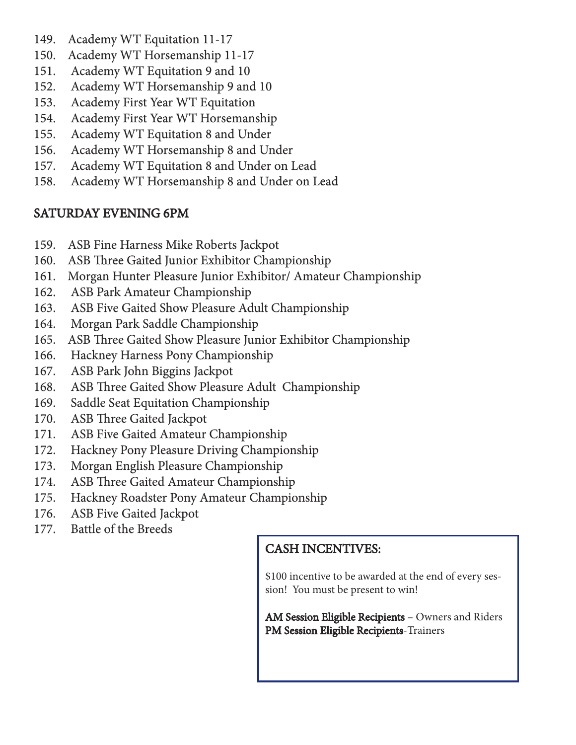149. Academy WT Equitation 11-17
150. Academy WT Horsemanship 11-17
151. Academy WT Equitation 9 and 10
152. Academy WT Horsemanship 9 and 10
153. Academy First Year WT Equitation
154. Academy First Year WT Horsemanship
155. Academy WT Equitation 8 and Under
156. Academy WT Horsemanship 8 and Under
157. Academy WT Equitation 8 and Under on Lead
158. Academy WT Horsemanship 8 and Under on Lead

## SATURDAY EVENING 6PM

159. ASB Fine Harness Mike Roberts Jackpot
160. ASB Three Gaited Junior Exhibitor Championship
161. Morgan Hunter Pleasure Junior Exhibitor/ Amateur Championship
162. ASB Park Amateur Championship
163. ASB Five Gaited Show Pleasure Adult Championship
164. Morgan Park Saddle Championship
165. ASB Three Gaited Show Pleasure Junior Exhibitor Championship
166. Hackney Harness Pony Championship
167. ASB Park John Biggins Jackpot
168. ASB Three Gaited Show Pleasure Adult Championship
169. Saddle Seat Equitation Championship
170. ASB Three Gaited Jackpot
171. ASB Five Gaited Amateur Championship
172. Hackney Pony Pleasure Driving Championship
173. Morgan English Pleasure Championship
174. ASB Three Gaited Amateur Championship
175. Hackney Roadster Pony Amateur Championship
176. ASB Five Gaited Jackpot
177. Battle of the Breeds

## CASH INCENTIVES:

$100 incentive to be awarded at the end of every session! You must be present to win!

**AM Session Eligible Recipients** – Owners and Riders
**PM Session Eligible Recipients**-Trainers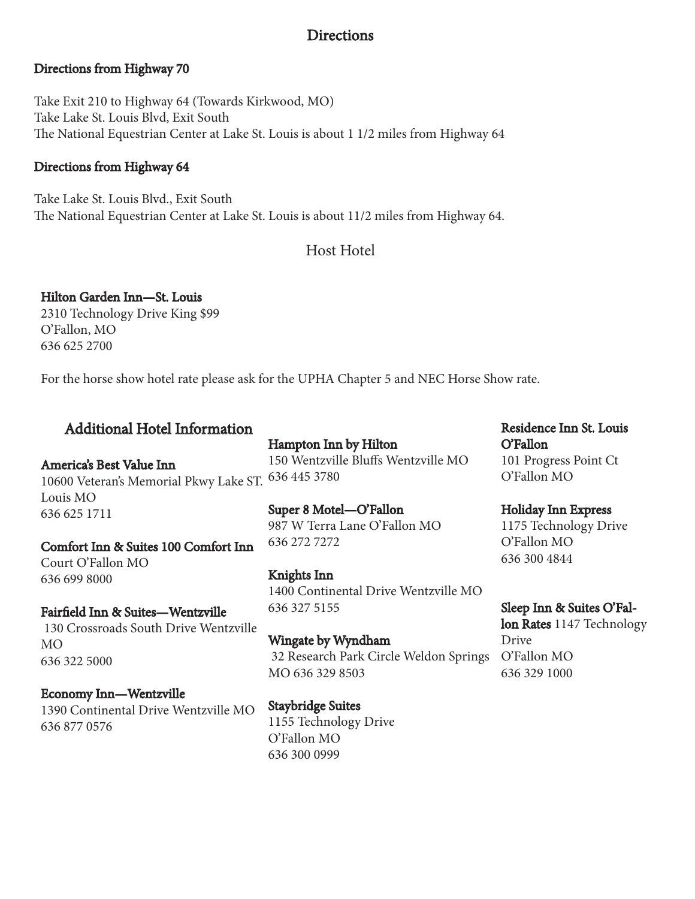## Directions

### Directions from Highway 70

Take Exit 210 to Highway 64 (Towards Kirkwood, MO)
Take Lake St. Louis Blvd, Exit South
The National Equestrian Center at Lake St. Louis is about 1 1/2 miles from Highway 64

### Directions from Highway 64

Take Lake St. Louis Blvd., Exit South
The National Equestrian Center at Lake St. Louis is about 11/2 miles from Highway 64.

## Host Hotel

**Hilton Garden Inn—St. Louis**
2310 Technology Drive King $99
O'Fallon, MO
636 625 2700

For the horse show hotel rate please ask for the UPHA Chapter 5 and NEC Horse Show rate.

## Additional Hotel Information

**America's Best Value Inn**
10600 Veteran's Memorial Pkwy Lake ST. Louis MO
636 625 1711

**Comfort Inn & Suites 100 Comfort Inn** Court O'Fallon MO
636 699 8000

**Fairfield Inn & Suites—Wentzville**
130 Crossroads South Drive Wentzville MO
636 322 5000

**Economy Inn—Wentzville**
1390 Continental Drive Wentzville MO
636 877 0576

**Hampton Inn by Hilton**
150 Wentzville Bluffs Wentzville MO
636 445 3780

**Super 8 Motel—O'Fallon**
987 W Terra Lane O'Fallon MO
636 272 7272

**Knights Inn**
1400 Continental Drive Wentzville MO
636 327 5155

**Wingate by Wyndham**
32 Research Park Circle Weldon Springs MO 636 329 8503

**Staybridge Suites**
1155 Technology Drive
O'Fallon MO
636 300 0999

**Residence Inn St. Louis O'Fallon**
101 Progress Point Ct
O'Fallon MO

**Holiday Inn Express**
1175 Technology Drive
O'Fallon MO
636 300 4844

**Sleep Inn & Suites O'Fallon Rates** 1147 Technology Drive
O'Fallon MO
636 329 1000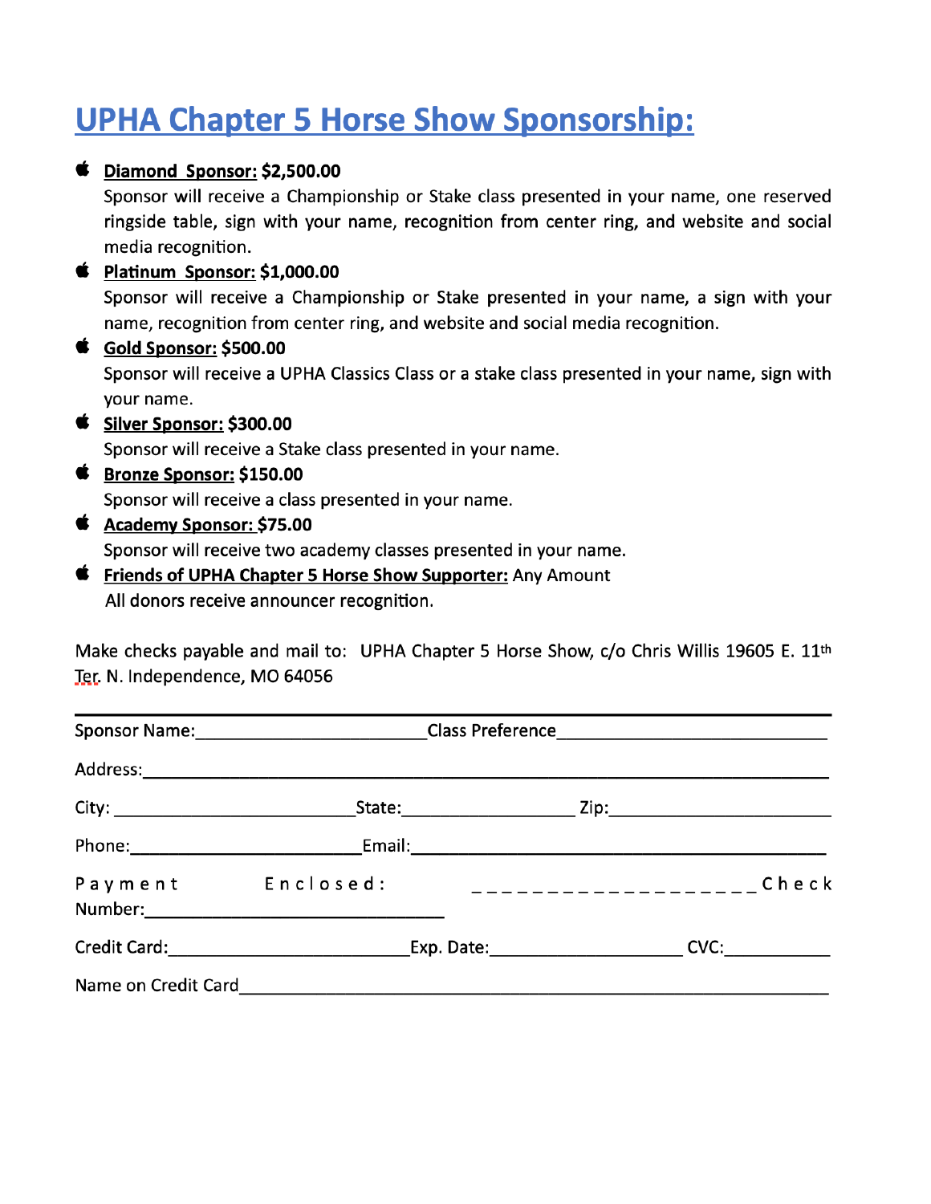# UPHA Chapter 5 Horse Show Sponsorship:

- **Diamond Sponsor: $2,500.00**
  Sponsor will receive a Championship or Stake class presented in your name, one reserved ringside table, sign with your name, recognition from center ring, and website and social media recognition.
- **Platinum Sponsor: $1,000.00**
  Sponsor will receive a Championship or Stake presented in your name, a sign with your name, recognition from center ring, and website and social media recognition.
- **Gold Sponsor: $500.00**
  Sponsor will receive a UPHA Classics Class or a stake class presented in your name, sign with your name.
- **Silver Sponsor: $300.00**
  Sponsor will receive a Stake class presented in your name.
- **Bronze Sponsor: $150.00**
  Sponsor will receive a class presented in your name.
- **Academy Sponsor: $75.00**
  Sponsor will receive two academy classes presented in your name.
- **Friends of UPHA Chapter 5 Horse Show Supporter:** Any Amount
  All donors receive announcer recognition.

Make checks payable and mail to: UPHA Chapter 5 Horse Show, c/o Chris Willis 19605 E. 11th Ter. N. Independence, MO 64056

---

Sponsor Name:________________________ Class Preference____________________________

Address:____________________________________________________________________

City: ________________________ State:__________________ Zip:________________________

Phone:________________________ Email:____________________________________________

Payment Enclosed: ____________________ Check Number:______________________________

Credit Card:________________________ Exp. Date:____________________ CVC:___________

Name on Credit Card_______________________________________________________________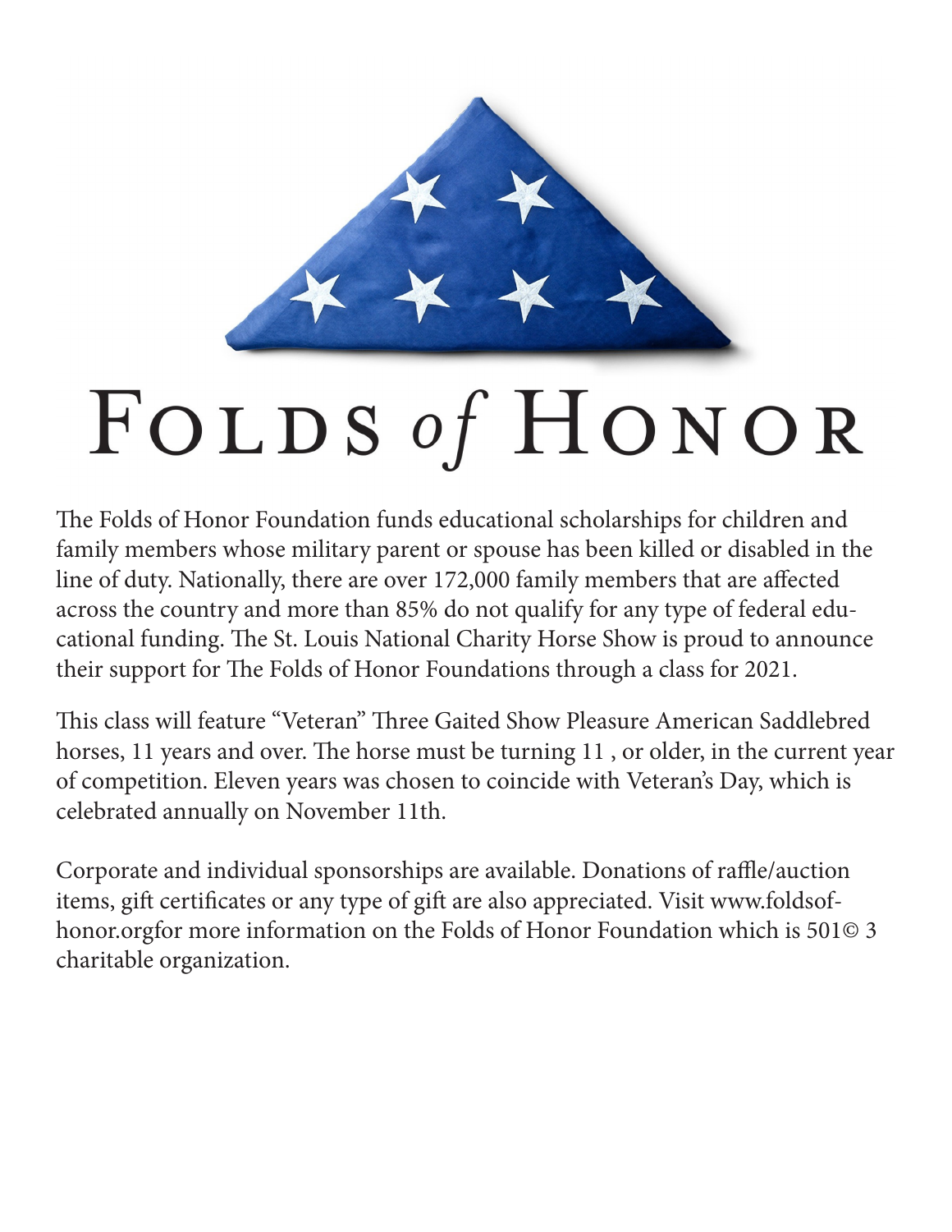# Folds *of* Honor

The Folds of Honor Foundation funds educational scholarships for children and family members whose military parent or spouse has been killed or disabled in the line of duty. Nationally, there are over 172,000 family members that are affected across the country and more than 85% do not qualify for any type of federal educational funding. The St. Louis National Charity Horse Show is proud to announce their support for The Folds of Honor Foundations through a class for 2021.

This class will feature "Veteran" Three Gaited Show Pleasure American Saddlebred horses, 11 years and over. The horse must be turning 11 , or older, in the current year of competition. Eleven years was chosen to coincide with Veteran's Day, which is celebrated annually on November 11th.

Corporate and individual sponsorships are available. Donations of raffle/auction items, gift certificates or any type of gift are also appreciated. Visit www.foldsofhonor.orgfor more information on the Folds of Honor Foundation which is 501© 3 charitable organization.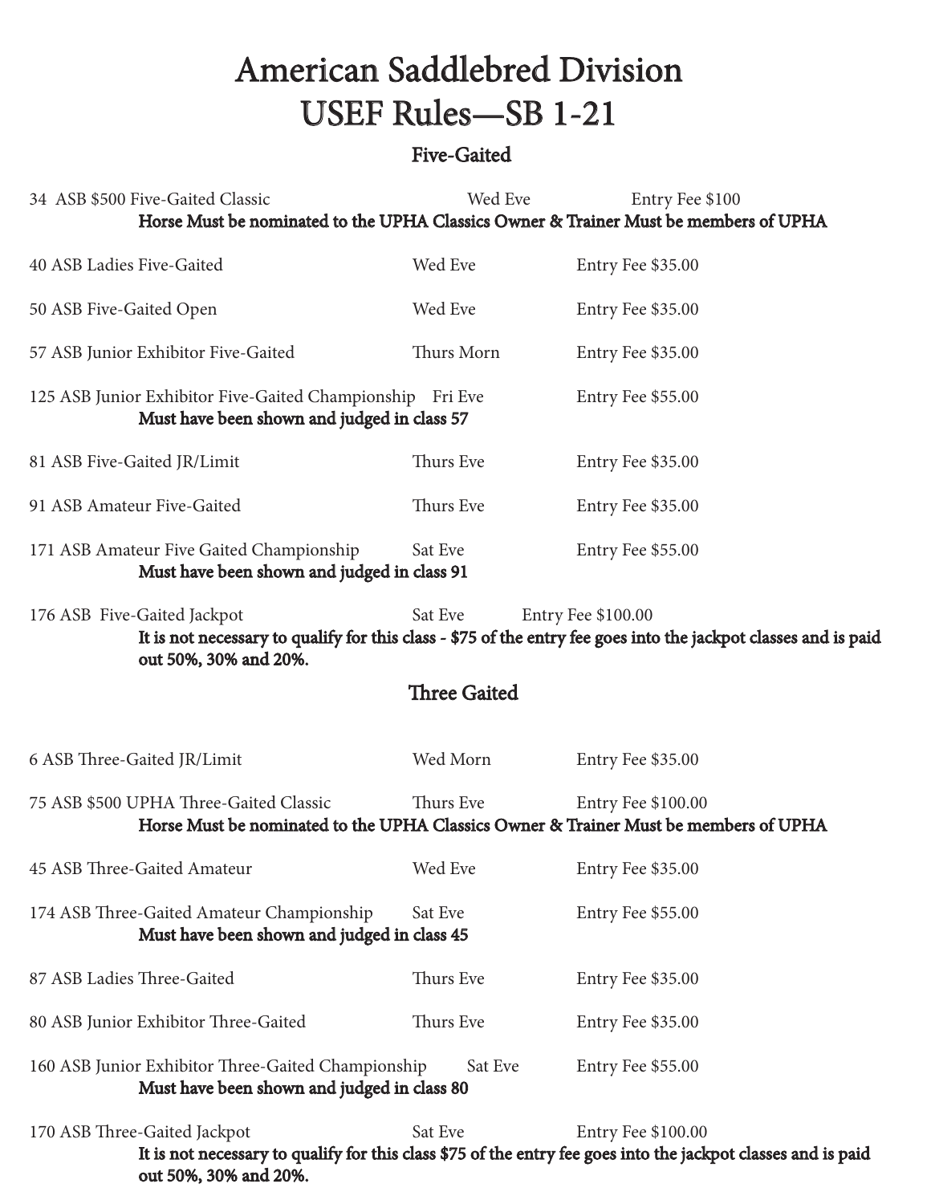# American Saddlebred Division
# USEF Rules—SB 1-21

## Five-Gaited

| Class | Session | Entry Fee |
|---|---|---|
| 34 ASB $500 Five-Gaited Classic | Wed Eve | Entry Fee $100 |
| 40 ASB Ladies Five-Gaited | Wed Eve | Entry Fee $35.00 |
| 50 ASB Five-Gaited Open | Wed Eve | Entry Fee $35.00 |
| 57 ASB Junior Exhibitor Five-Gaited | Thurs Morn | Entry Fee $35.00 |
| 125 ASB Junior Exhibitor Five-Gaited Championship | Fri Eve | Entry Fee $55.00 |
| 81 ASB Five-Gaited JR/Limit | Thurs Eve | Entry Fee $35.00 |
| 91 ASB Amateur Five-Gaited | Thurs Eve | Entry Fee $35.00 |
| 171 ASB Amateur Five Gaited Championship | Sat Eve | Entry Fee $55.00 |
| 176 ASB Five-Gaited Jackpot | Sat Eve | Entry Fee $100.00 |

Notes:

- Class 34: **Horse Must be nominated to the UPHA Classics Owner & Trainer Must be members of UPHA**
- Class 125: **Must have been shown and judged in class 57**
- Class 171: **Must have been shown and judged in class 91**
- Class 176: **It is not necessary to qualify for this class - $75 of the entry fee goes into the jackpot classes and is paid out 50%, 30% and 20%.**

## Three Gaited

| Class | Session | Entry Fee |
|---|---|---|
| 6 ASB Three-Gaited JR/Limit | Wed Morn | Entry Fee $35.00 |
| 75 ASB $500 UPHA Three-Gaited Classic | Thurs Eve | Entry Fee $100.00 |
| 45 ASB Three-Gaited Amateur | Wed Eve | Entry Fee $35.00 |
| 174 ASB Three-Gaited Amateur Championship | Sat Eve | Entry Fee $55.00 |
| 87 ASB Ladies Three-Gaited | Thurs Eve | Entry Fee $35.00 |
| 80 ASB Junior Exhibitor Three-Gaited | Thurs Eve | Entry Fee $35.00 |
| 160 ASB Junior Exhibitor Three-Gaited Championship | Sat Eve | Entry Fee $55.00 |
| 170 ASB Three-Gaited Jackpot | Sat Eve | Entry Fee $100.00 |

Notes:

- Class 75: **Horse Must be nominated to the UPHA Classics Owner & Trainer Must be members of UPHA**
- Class 174: **Must have been shown and judged in class 45**
- Class 160: **Must have been shown and judged in class 80**
- Class 170: **It is not necessary to qualify for this class $75 of the entry fee goes into the jackpot classes and is paid out 50%, 30% and 20%.**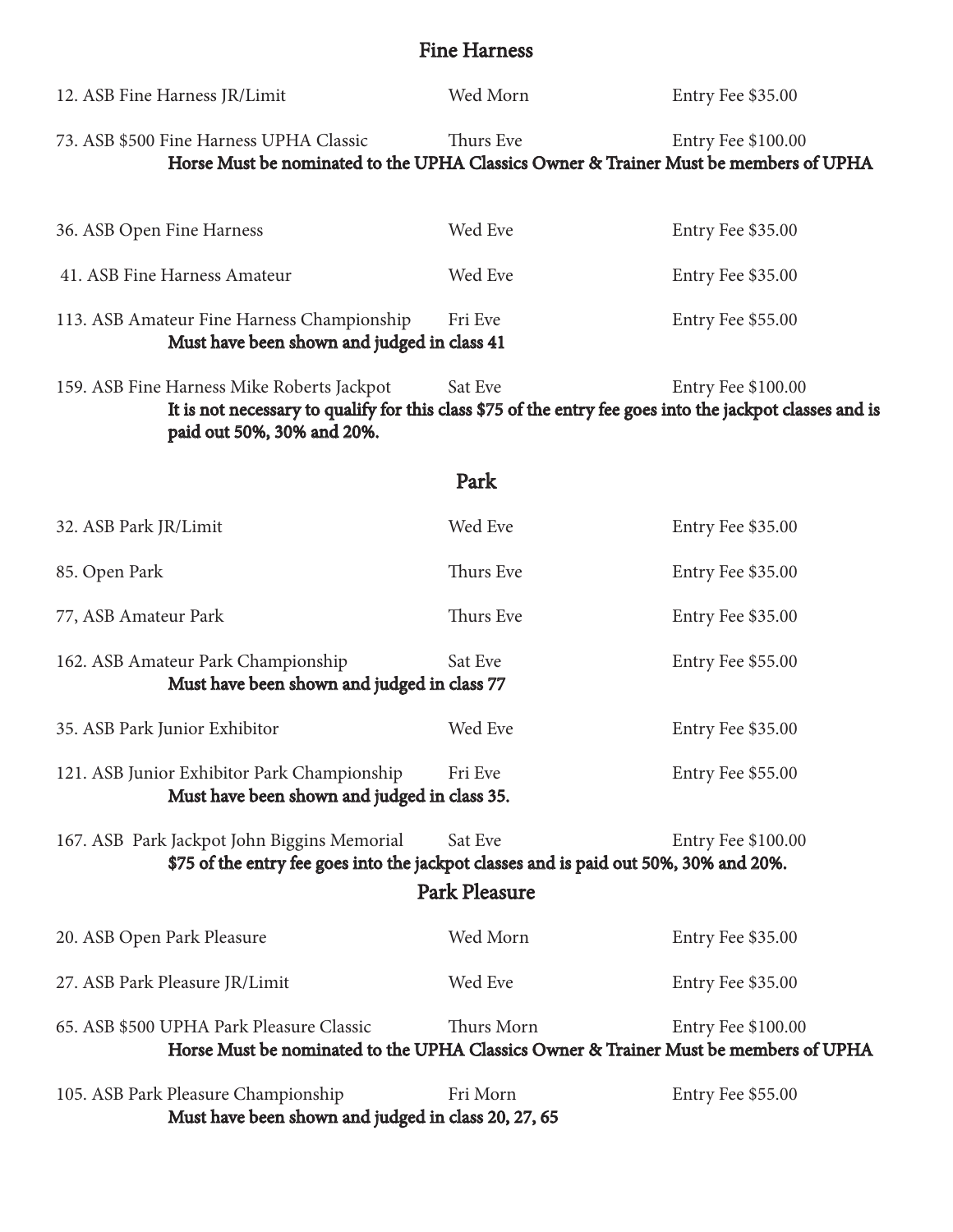## Fine Harness

| Class | Session | Fee |
|---|---|---|
| 12. ASB Fine Harness JR/Limit | Wed Morn | Entry Fee $35.00 |
| 73. ASB $500 Fine Harness UPHA Classic | Thurs Eve | Entry Fee $100.00 |

**Horse Must be nominated to the UPHA Classics Owner & Trainer Must be members of UPHA**

| Class | Session | Fee |
|---|---|---|
| 36. ASB Open Fine Harness | Wed Eve | Entry Fee $35.00 |
| 41. ASB Fine Harness Amateur | Wed Eve | Entry Fee $35.00 |
| 113. ASB Amateur Fine Harness Championship | Fri Eve | Entry Fee $55.00 |

**Must have been shown and judged in class 41**

| Class | Session | Fee |
|---|---|---|
| 159. ASB Fine Harness Mike Roberts Jackpot | Sat Eve | Entry Fee $100.00 |

**It is not necessary to qualify for this class $75 of the entry fee goes into the jackpot classes and is paid out 50%, 30% and 20%.**

## Park

| Class | Session | Fee |
|---|---|---|
| 32. ASB Park JR/Limit | Wed Eve | Entry Fee $35.00 |
| 85. Open Park | Thurs Eve | Entry Fee $35.00 |
| 77, ASB Amateur Park | Thurs Eve | Entry Fee $35.00 |
| 162. ASB Amateur Park Championship | Sat Eve | Entry Fee $55.00 |

**Must have been shown and judged in class 77**

| Class | Session | Fee |
|---|---|---|
| 35. ASB Park Junior Exhibitor | Wed Eve | Entry Fee $35.00 |
| 121. ASB Junior Exhibitor Park Championship | Fri Eve | Entry Fee $55.00 |

**Must have been shown and judged in class 35.**

| Class | Session | Fee |
|---|---|---|
| 167. ASB Park Jackpot John Biggins Memorial | Sat Eve | Entry Fee $100.00 |

**$75 of the entry fee goes into the jackpot classes and is paid out 50%, 30% and 20%.**

## Park Pleasure

| Class | Session | Fee |
|---|---|---|
| 20. ASB Open Park Pleasure | Wed Morn | Entry Fee $35.00 |
| 27. ASB Park Pleasure JR/Limit | Wed Eve | Entry Fee $35.00 |
| 65. ASB $500 UPHA Park Pleasure Classic | Thurs Morn | Entry Fee $100.00 |

**Horse Must be nominated to the UPHA Classics Owner & Trainer Must be members of UPHA**

| Class | Session | Fee |
|---|---|---|
| 105. ASB Park Pleasure Championship | Fri Morn | Entry Fee $55.00 |

**Must have been shown and judged in class 20, 27, 65**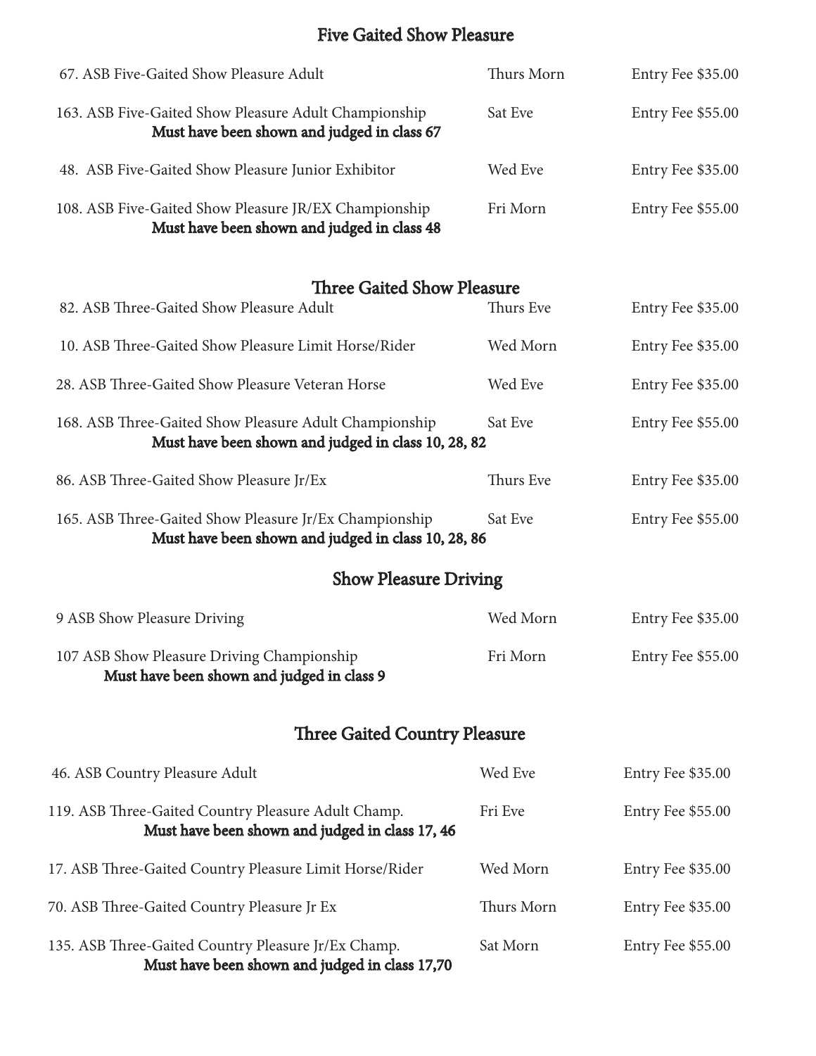## Five Gaited Show Pleasure

| Class | Session | Fee |
|---|---|---|
| 67. ASB Five-Gaited Show Pleasure Adult | Thurs Morn | Entry Fee $35.00 |
| 163. ASB Five-Gaited Show Pleasure Adult Championship<br>**Must have been shown and judged in class 67** | Sat Eve | Entry Fee $55.00 |
| 48. ASB Five-Gaited Show Pleasure Junior Exhibitor | Wed Eve | Entry Fee $35.00 |
| 108. ASB Five-Gaited Show Pleasure JR/EX Championship<br>**Must have been shown and judged in class 48** | Fri Morn | Entry Fee $55.00 |

## Three Gaited Show Pleasure

| Class | Session | Fee |
|---|---|---|
| 82. ASB Three-Gaited Show Pleasure Adult | Thurs Eve | Entry Fee $35.00 |
| 10. ASB Three-Gaited Show Pleasure Limit Horse/Rider | Wed Morn | Entry Fee $35.00 |
| 28. ASB Three-Gaited Show Pleasure Veteran Horse | Wed Eve | Entry Fee $35.00 |
| 168. ASB Three-Gaited Show Pleasure Adult Championship<br>**Must have been shown and judged in class 10, 28, 82** | Sat Eve | Entry Fee $55.00 |
| 86. ASB Three-Gaited Show Pleasure Jr/Ex | Thurs Eve | Entry Fee $35.00 |
| 165. ASB Three-Gaited Show Pleasure Jr/Ex Championship<br>**Must have been shown and judged in class 10, 28, 86** | Sat Eve | Entry Fee $55.00 |

## Show Pleasure Driving

| Class | Session | Fee |
|---|---|---|
| 9 ASB Show Pleasure Driving | Wed Morn | Entry Fee $35.00 |
| 107 ASB Show Pleasure Driving Championship<br>**Must have been shown and judged in class 9** | Fri Morn | Entry Fee $55.00 |

## Three Gaited Country Pleasure

| Class | Session | Fee |
|---|---|---|
| 46. ASB Country Pleasure Adult | Wed Eve | Entry Fee $35.00 |
| 119. ASB Three-Gaited Country Pleasure Adult Champ.<br>**Must have been shown and judged in class 17, 46** | Fri Eve | Entry Fee $55.00 |
| 17. ASB Three-Gaited Country Pleasure Limit Horse/Rider | Wed Morn | Entry Fee $35.00 |
| 70. ASB Three-Gaited Country Pleasure Jr Ex | Thurs Morn | Entry Fee $35.00 |
| 135. ASB Three-Gaited Country Pleasure Jr/Ex Champ.<br>**Must have been shown and judged in class 17,70** | Sat Morn | Entry Fee $55.00 |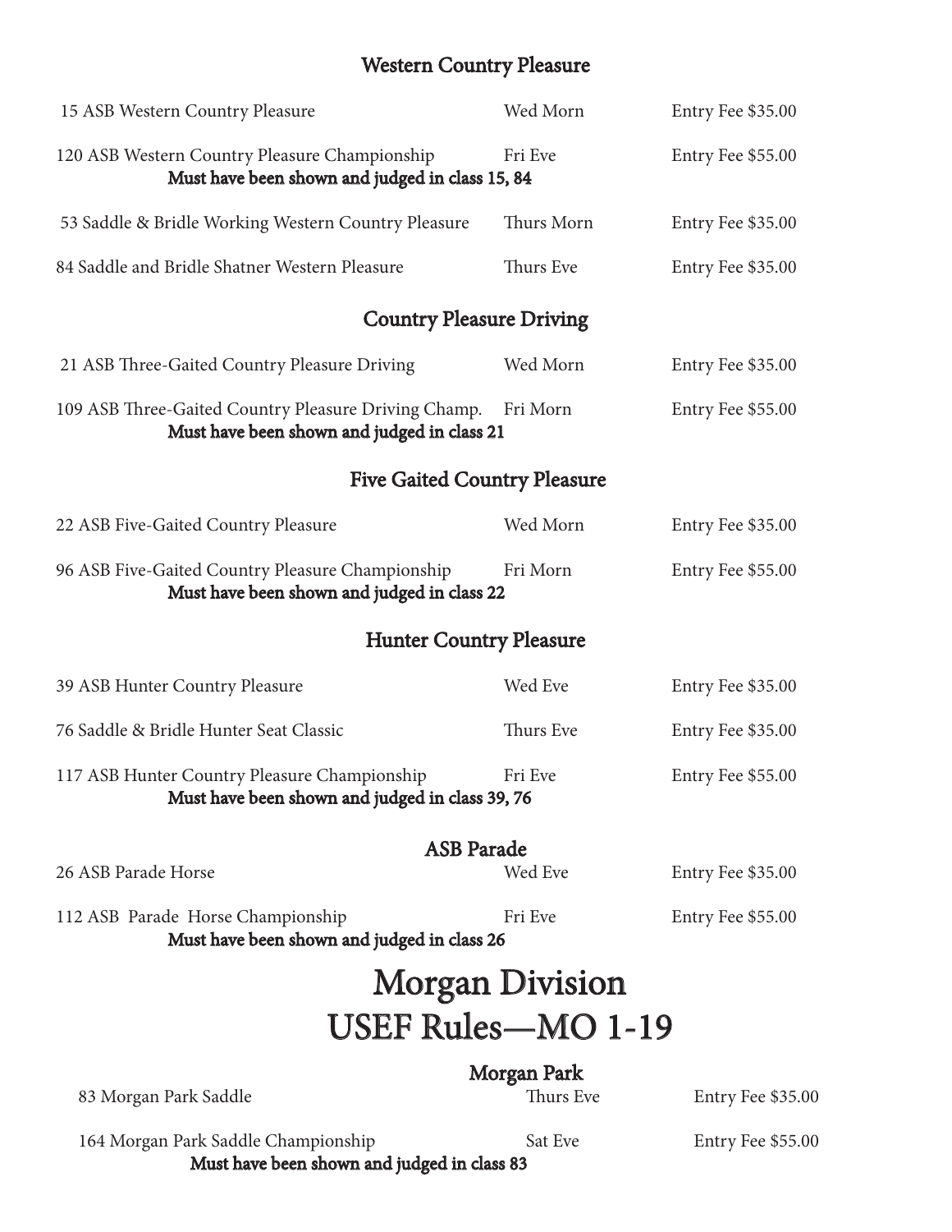### Western Country Pleasure

| Class | Session | Fee |
|---|---|---|
| 15 ASB Western Country Pleasure | Wed Morn | Entry Fee $35.00 |
| 120 ASB Western Country Pleasure Championship<br>**Must have been shown and judged in class 15, 84** | Fri Eve | Entry Fee $55.00 |
| 53 Saddle & Bridle Working Western Country Pleasure | Thurs Morn | Entry Fee $35.00 |
| 84 Saddle and Bridle Shatner Western Pleasure | Thurs Eve | Entry Fee $35.00 |

### Country Pleasure Driving

| Class | Session | Fee |
|---|---|---|
| 21 ASB Three-Gaited Country Pleasure Driving | Wed Morn | Entry Fee $35.00 |
| 109 ASB Three-Gaited Country Pleasure Driving Champ.<br>**Must have been shown and judged in class 21** | Fri Morn | Entry Fee $55.00 |

### Five Gaited Country Pleasure

| Class | Session | Fee |
|---|---|---|
| 22 ASB Five-Gaited Country Pleasure | Wed Morn | Entry Fee $35.00 |
| 96 ASB Five-Gaited Country Pleasure Championship<br>**Must have been shown and judged in class 22** | Fri Morn | Entry Fee $55.00 |

### Hunter Country Pleasure

| Class | Session | Fee |
|---|---|---|
| 39 ASB Hunter Country Pleasure | Wed Eve | Entry Fee $35.00 |
| 76 Saddle & Bridle Hunter Seat Classic | Thurs Eve | Entry Fee $35.00 |
| 117 ASB Hunter Country Pleasure Championship<br>**Must have been shown and judged in class 39, 76** | Fri Eve | Entry Fee $55.00 |

### ASB Parade

| Class | Session | Fee |
|---|---|---|
| 26 ASB Parade Horse | Wed Eve | Entry Fee $35.00 |
| 112 ASB Parade Horse Championship<br>**Must have been shown and judged in class 26** | Fri Eve | Entry Fee $55.00 |

# Morgan Division
# USEF Rules—MO 1-19

### Morgan Park

| Class | Session | Fee |
|---|---|---|
| 83 Morgan Park Saddle | Thurs Eve | Entry Fee $35.00 |
| 164 Morgan Park Saddle Championship<br>**Must have been shown and judged in class 83** | Sat Eve | Entry Fee $55.00 |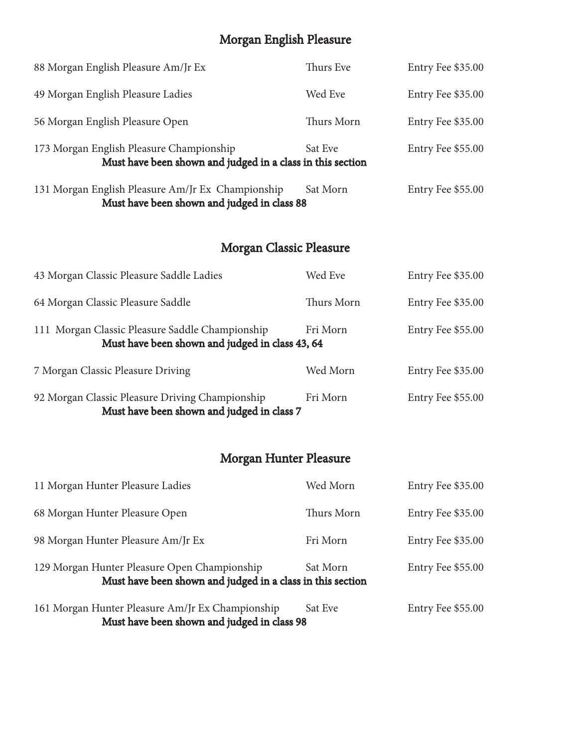## Morgan English Pleasure

| Class | Session | Fee |
|---|---|---|
| 88 Morgan English Pleasure Am/Jr Ex | Thurs Eve | Entry Fee $35.00 |
| 49 Morgan English Pleasure Ladies | Wed Eve | Entry Fee $35.00 |
| 56 Morgan English Pleasure Open | Thurs Morn | Entry Fee $35.00 |
| 173 Morgan English Pleasure Championship<br>**Must have been shown and judged in a class in this section** | Sat Eve | Entry Fee $55.00 |
| 131 Morgan English Pleasure Am/Jr Ex Championship<br>**Must have been shown and judged in class 88** | Sat Morn | Entry Fee $55.00 |

## Morgan Classic Pleasure

| Class | Session | Fee |
|---|---|---|
| 43 Morgan Classic Pleasure Saddle Ladies | Wed Eve | Entry Fee $35.00 |
| 64 Morgan Classic Pleasure Saddle | Thurs Morn | Entry Fee $35.00 |
| 111 Morgan Classic Pleasure Saddle Championship<br>**Must have been shown and judged in class 43, 64** | Fri Morn | Entry Fee $55.00 |
| 7 Morgan Classic Pleasure Driving | Wed Morn | Entry Fee $35.00 |
| 92 Morgan Classic Pleasure Driving Championship<br>**Must have been shown and judged in class 7** | Fri Morn | Entry Fee $55.00 |

## Morgan Hunter Pleasure

| Class | Session | Fee |
|---|---|---|
| 11 Morgan Hunter Pleasure Ladies | Wed Morn | Entry Fee $35.00 |
| 68 Morgan Hunter Pleasure Open | Thurs Morn | Entry Fee $35.00 |
| 98 Morgan Hunter Pleasure Am/Jr Ex | Fri Morn | Entry Fee $35.00 |
| 129 Morgan Hunter Pleasure Open Championship<br>**Must have been shown and judged in a class in this section** | Sat Morn | Entry Fee $55.00 |
| 161 Morgan Hunter Pleasure Am/Jr Ex Championship<br>**Must have been shown and judged in class 98** | Sat Eve | Entry Fee $55.00 |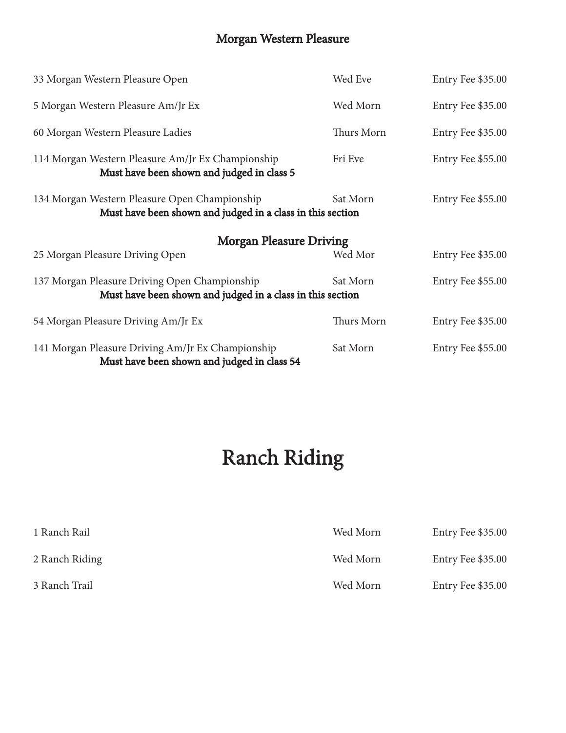## Morgan Western Pleasure

| | | |
|---|---|---|
| 33 Morgan Western Pleasure Open | Wed Eve | Entry Fee $35.00 |
| 5 Morgan Western Pleasure Am/Jr Ex | Wed Morn | Entry Fee $35.00 |
| 60 Morgan Western Pleasure Ladies | Thurs Morn | Entry Fee $35.00 |
| 114 Morgan Western Pleasure Am/Jr Ex Championship<br>**Must have been shown and judged in class 5** | Fri Eve | Entry Fee $55.00 |
| 134 Morgan Western Pleasure Open Championship<br>**Must have been shown and judged in a class in this section** | Sat Morn | Entry Fee $55.00 |

## Morgan Pleasure Driving

| | | |
|---|---|---|
| 25 Morgan Pleasure Driving Open | Wed Mor | Entry Fee $35.00 |
| 137 Morgan Pleasure Driving Open Championship<br>**Must have been shown and judged in a class in this section** | Sat Morn | Entry Fee $55.00 |
| 54 Morgan Pleasure Driving Am/Jr Ex | Thurs Morn | Entry Fee $35.00 |
| 141 Morgan Pleasure Driving Am/Jr Ex Championship<br>**Must have been shown and judged in class 54** | Sat Morn | Entry Fee $55.00 |

# Ranch Riding

| | | |
|---|---|---|
| 1 Ranch Rail | Wed Morn | Entry Fee $35.00 |
| 2 Ranch Riding | Wed Morn | Entry Fee $35.00 |
| 3 Ranch Trail | Wed Morn | Entry Fee $35.00 |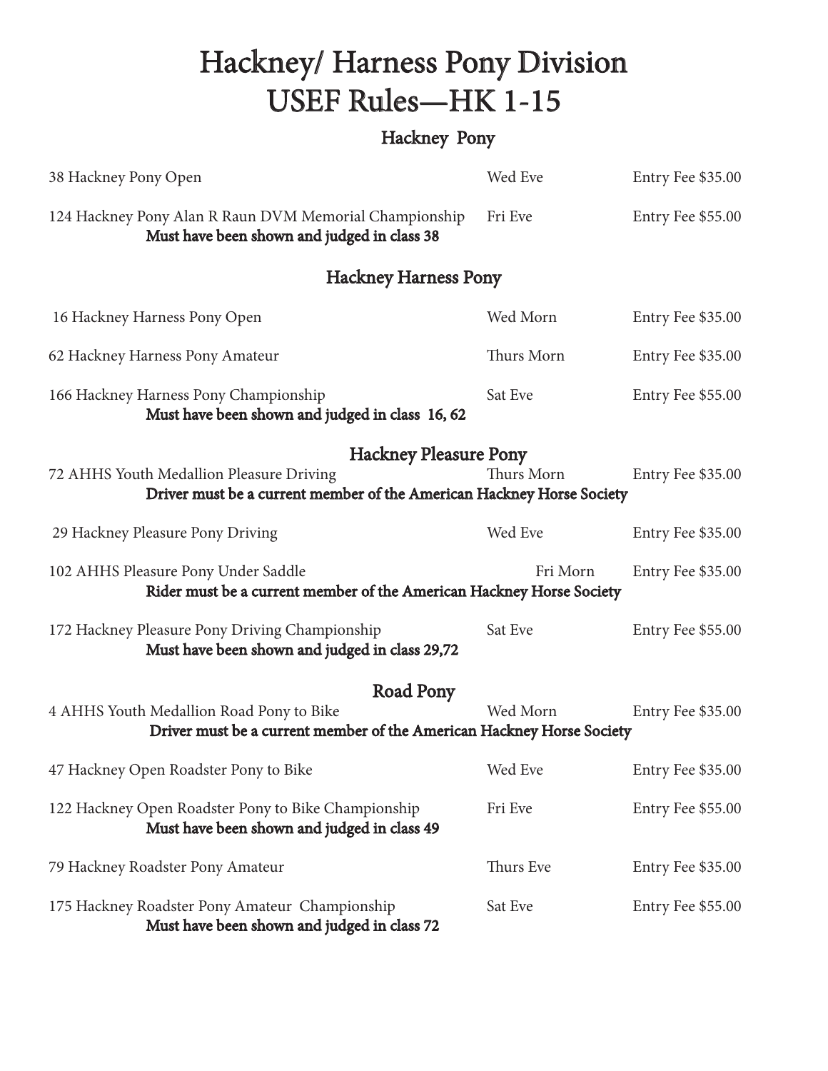# Hackney/ Harness Pony Division
# USEF Rules—HK 1-15

## Hackney Pony

38 Hackney Pony Open — Wed Eve — Entry Fee $35.00

124 Hackney Pony Alan R Raun DVM Memorial Championship — Fri Eve — Entry Fee $55.00
**Must have been shown and judged in class 38**

## Hackney Harness Pony

16 Hackney Harness Pony Open — Wed Morn — Entry Fee $35.00

62 Hackney Harness Pony Amateur — Thurs Morn — Entry Fee $35.00

166 Hackney Harness Pony Championship — Sat Eve — Entry Fee $55.00
**Must have been shown and judged in class 16, 62**

## Hackney Pleasure Pony

72 AHHS Youth Medallion Pleasure Driving — Thurs Morn — Entry Fee $35.00
**Driver must be a current member of the American Hackney Horse Society**

29 Hackney Pleasure Pony Driving — Wed Eve — Entry Fee $35.00

102 AHHS Pleasure Pony Under Saddle — Fri Morn — Entry Fee $35.00
**Rider must be a current member of the American Hackney Horse Society**

172 Hackney Pleasure Pony Driving Championship — Sat Eve — Entry Fee $55.00
**Must have been shown and judged in class 29,72**

## Road Pony

4 AHHS Youth Medallion Road Pony to Bike — Wed Morn — Entry Fee $35.00
**Driver must be a current member of the American Hackney Horse Society**

47 Hackney Open Roadster Pony to Bike — Wed Eve — Entry Fee $35.00

122 Hackney Open Roadster Pony to Bike Championship — Fri Eve — Entry Fee $55.00
**Must have been shown and judged in class 49**

79 Hackney Roadster Pony Amateur — Thurs Eve — Entry Fee $35.00

175 Hackney Roadster Pony Amateur Championship — Sat Eve — Entry Fee $55.00
**Must have been shown and judged in class 72**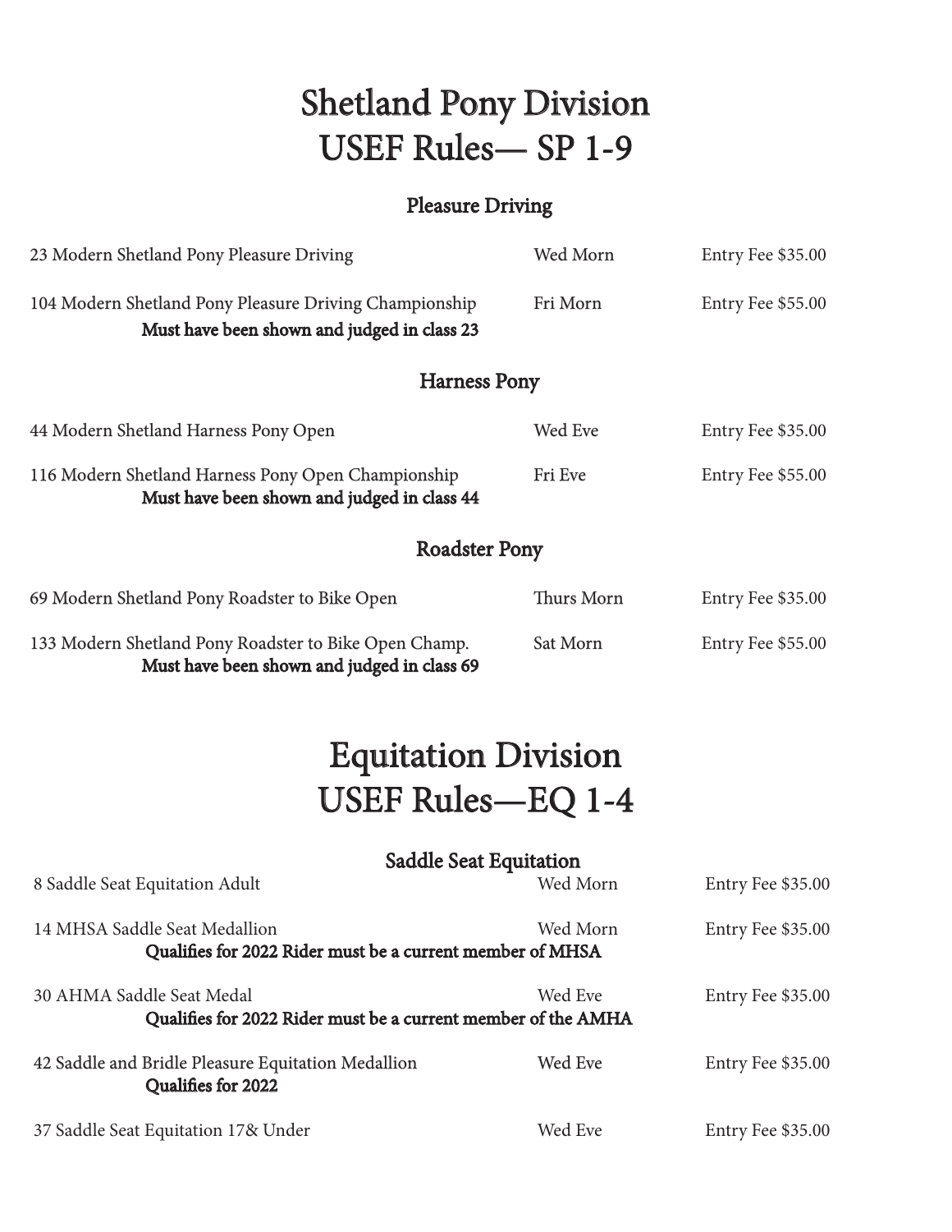# Shetland Pony Division
# USEF Rules— SP 1-9

### Pleasure Driving

23 Modern Shetland Pony Pleasure Driving — Wed Morn — Entry Fee $35.00

104 Modern Shetland Pony Pleasure Driving Championship — Fri Morn — Entry Fee $55.00
**Must have been shown and judged in class 23**

### Harness Pony

44 Modern Shetland Harness Pony Open — Wed Eve — Entry Fee $35.00

116 Modern Shetland Harness Pony Open Championship — Fri Eve — Entry Fee $55.00
**Must have been shown and judged in class 44**

### Roadster Pony

69 Modern Shetland Pony Roadster to Bike Open — Thurs Morn — Entry Fee $35.00

133 Modern Shetland Pony Roadster to Bike Open Champ. — Sat Morn — Entry Fee $55.00
**Must have been shown and judged in class 69**

# Equitation Division
# USEF Rules—EQ 1-4

### Saddle Seat Equitation

8 Saddle Seat Equitation Adult — Wed Morn — Entry Fee $35.00

14 MHSA Saddle Seat Medallion — Wed Morn — Entry Fee $35.00
**Qualifies for 2022 Rider must be a current member of MHSA**

30 AHMA Saddle Seat Medal — Wed Eve — Entry Fee $35.00
**Qualifies for 2022 Rider must be a current member of the AMHA**

42 Saddle and Bridle Pleasure Equitation Medallion — Wed Eve — Entry Fee $35.00
**Qualifies for 2022**

37 Saddle Seat Equitation 17& Under — Wed Eve — Entry Fee $35.00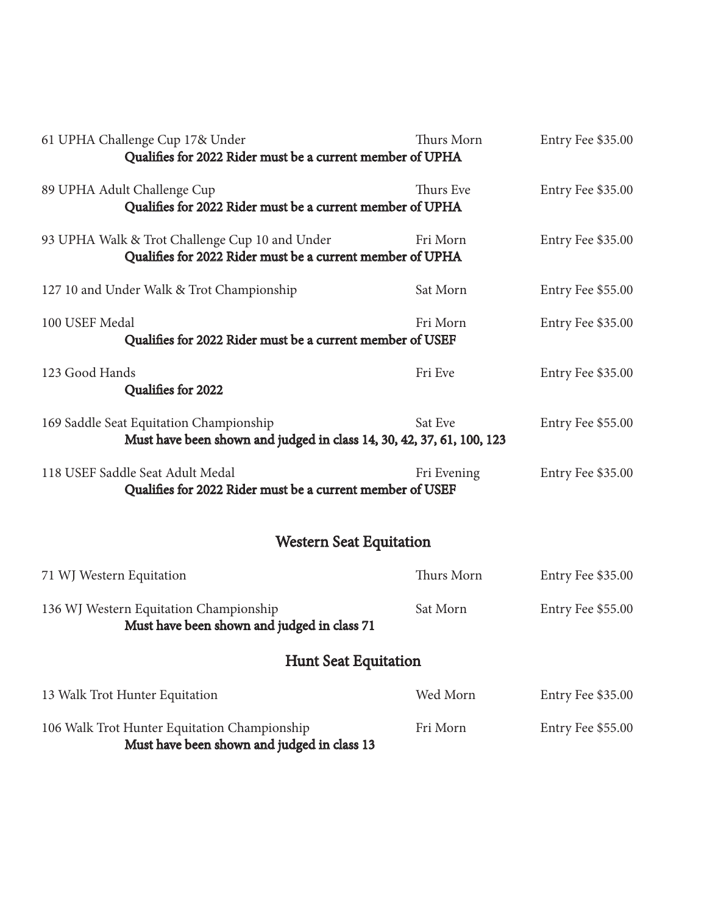| | | |
|---|---|---|
| 61 UPHA Challenge Cup 17& Under | Thurs Morn | Entry Fee $35.00 |
| **Qualifies for 2022 Rider must be a current member of UPHA** | | |
| 89 UPHA Adult Challenge Cup | Thurs Eve | Entry Fee $35.00 |
| **Qualifies for 2022 Rider must be a current member of UPHA** | | |
| 93 UPHA Walk & Trot Challenge Cup 10 and Under | Fri Morn | Entry Fee $35.00 |
| **Qualifies for 2022 Rider must be a current member of UPHA** | | |
| 127 10 and Under Walk & Trot Championship | Sat Morn | Entry Fee $55.00 |
| 100 USEF Medal | Fri Morn | Entry Fee $35.00 |
| **Qualifies for 2022 Rider must be a current member of USEF** | | |
| 123 Good Hands | Fri Eve | Entry Fee $35.00 |
| **Qualifies for 2022** | | |
| 169 Saddle Seat Equitation Championship | Sat Eve | Entry Fee $55.00 |
| **Must have been shown and judged in class 14, 30, 42, 37, 61, 100, 123** | | |
| 118 USEF Saddle Seat Adult Medal | Fri Evening | Entry Fee $35.00 |
| **Qualifies for 2022 Rider must be a current member of USEF** | | |

## Western Seat Equitation

| | | |
|---|---|---|
| 71 WJ Western Equitation | Thurs Morn | Entry Fee $35.00 |
| 136 WJ Western Equitation Championship | Sat Morn | Entry Fee $55.00 |
| **Must have been shown and judged in class 71** | | |

## Hunt Seat Equitation

| | | |
|---|---|---|
| 13 Walk Trot Hunter Equitation | Wed Morn | Entry Fee $35.00 |
| 106 Walk Trot Hunter Equitation Championship | Fri Morn | Entry Fee $55.00 |
| **Must have been shown and judged in class 13** | | |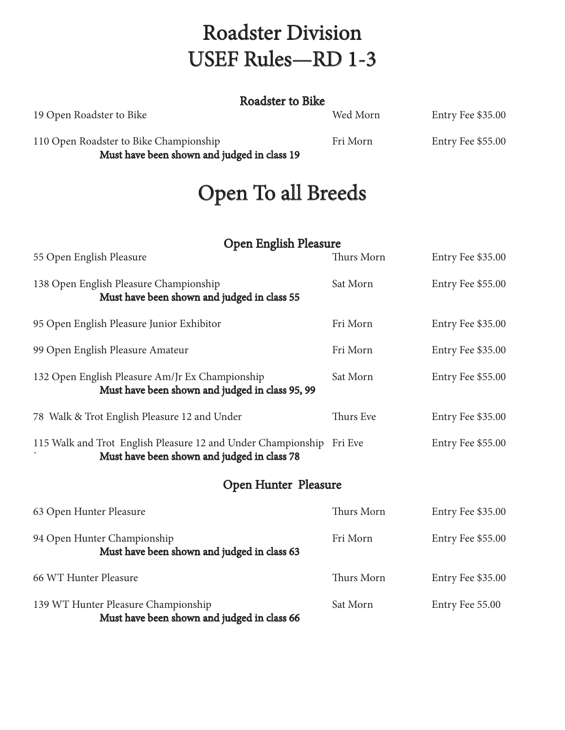# Roadster Division
# USEF Rules—RD 1-3

### Roadster to Bike

| Class | Session | Entry Fee |
|---|---|---|
| 19 Open Roadster to Bike | Wed Morn | Entry Fee $35.00 |
| 110 Open Roadster to Bike Championship<br>**Must have been shown and judged in class 19** | Fri Morn | Entry Fee $55.00 |

# Open To all Breeds

### Open English Pleasure

| Class | Session | Entry Fee |
|---|---|---|
| 55 Open English Pleasure | Thurs Morn | Entry Fee $35.00 |
| 138 Open English Pleasure Championship<br>**Must have been shown and judged in class 55** | Sat Morn | Entry Fee $55.00 |
| 95 Open English Pleasure Junior Exhibitor | Fri Morn | Entry Fee $35.00 |
| 99 Open English Pleasure Amateur | Fri Morn | Entry Fee $35.00 |
| 132 Open English Pleasure Am/Jr Ex Championship<br>**Must have been shown and judged in class 95, 99** | Sat Morn | Entry Fee $55.00 |
| 78 Walk & Trot English Pleasure 12 and Under | Thurs Eve | Entry Fee $35.00 |
| 115 Walk and Trot English Pleasure 12 and Under Championship<br>` **Must have been shown and judged in class 78** | Fri Eve | Entry Fee $55.00 |

### Open Hunter Pleasure

| Class | Session | Entry Fee |
|---|---|---|
| 63 Open Hunter Pleasure | Thurs Morn | Entry Fee $35.00 |
| 94 Open Hunter Championship<br>**Must have been shown and judged in class 63** | Fri Morn | Entry Fee $55.00 |
| 66 WT Hunter Pleasure | Thurs Morn | Entry Fee $35.00 |
| 139 WT Hunter Pleasure Championship<br>**Must have been shown and judged in class 66** | Sat Morn | Entry Fee 55.00 |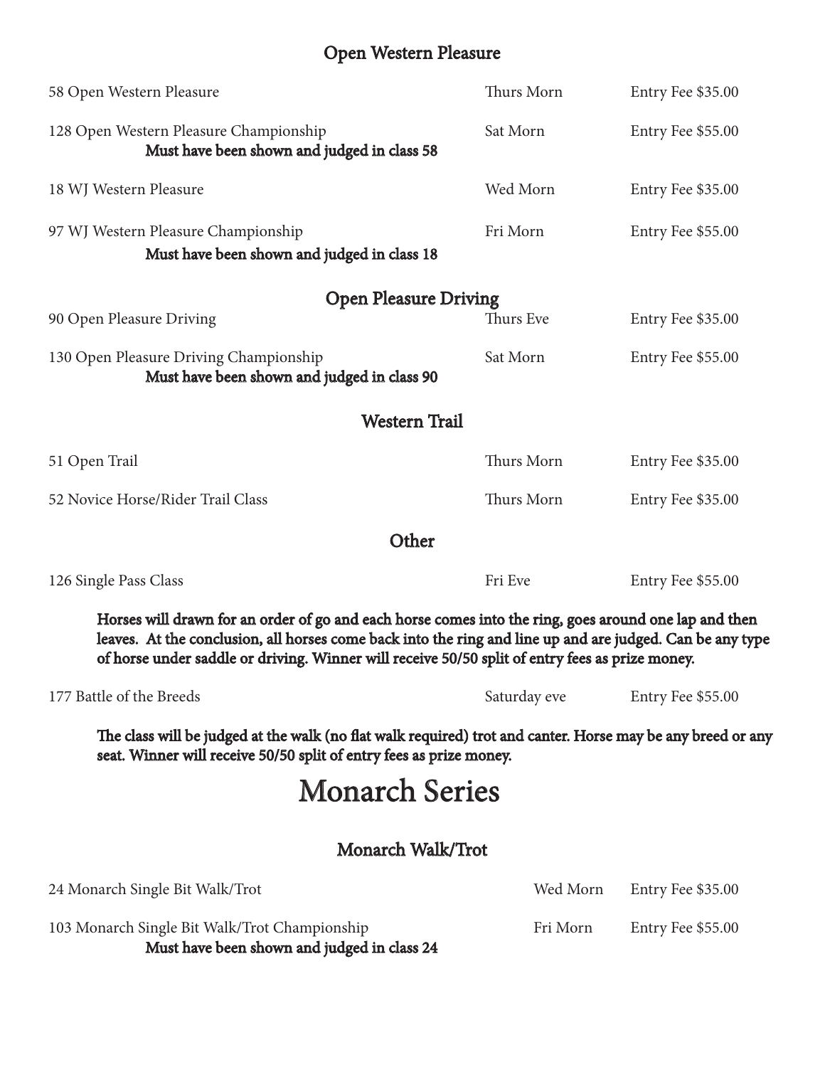## Open Western Pleasure

| | | |
|---|---|---|
| 58 Open Western Pleasure | Thurs Morn | Entry Fee $35.00 |
| 128 Open Western Pleasure Championship<br>**Must have been shown and judged in class 58** | Sat Morn | Entry Fee $55.00 |
| 18 WJ Western Pleasure | Wed Morn | Entry Fee $35.00 |
| 97 WJ Western Pleasure Championship<br>**Must have been shown and judged in class 18** | Fri Morn | Entry Fee $55.00 |

## Open Pleasure Driving

| | | |
|---|---|---|
| 90 Open Pleasure Driving | Thurs Eve | Entry Fee $35.00 |
| 130 Open Pleasure Driving Championship<br>**Must have been shown and judged in class 90** | Sat Morn | Entry Fee $55.00 |

## Western Trail

| | | |
|---|---|---|
| 51 Open Trail | Thurs Morn | Entry Fee $35.00 |
| 52 Novice Horse/Rider Trail Class | Thurs Morn | Entry Fee $35.00 |

## Other

| | | |
|---|---|---|
| 126 Single Pass Class | Fri Eve | Entry Fee $55.00 |

**Horses will drawn for an order of go and each horse comes into the ring, goes around one lap and then leaves. At the conclusion, all horses come back into the ring and line up and are judged. Can be any type of horse under saddle or driving. Winner will receive 50/50 split of entry fees as prize money.**

| | | |
|---|---|---|
| 177 Battle of the Breeds | Saturday eve | Entry Fee $55.00 |

**The class will be judged at the walk (no flat walk required) trot and canter. Horse may be any breed or any seat. Winner will receive 50/50 split of entry fees as prize money.**

# Monarch Series

## Monarch Walk/Trot

| | | |
|---|---|---|
| 24 Monarch Single Bit Walk/Trot | Wed Morn | Entry Fee $35.00 |
| 103 Monarch Single Bit Walk/Trot Championship<br>**Must have been shown and judged in class 24** | Fri Morn | Entry Fee $55.00 |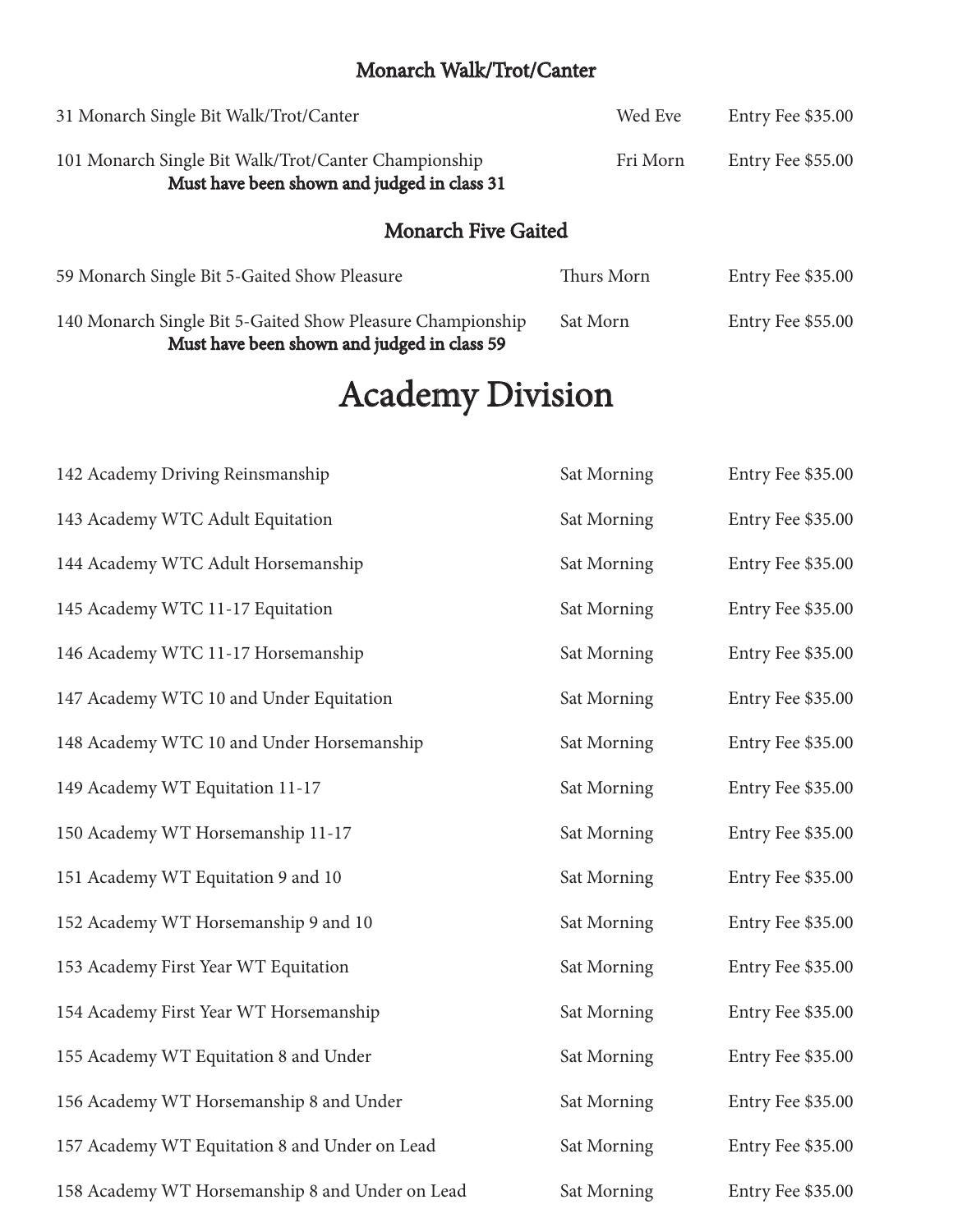### Monarch Walk/Trot/Canter

| | | |
|---|---|---|
| 31 Monarch Single Bit Walk/Trot/Canter | Wed Eve | Entry Fee $35.00 |
| 101 Monarch Single Bit Walk/Trot/Canter Championship<br>**Must have been shown and judged in class 31** | Fri Morn | Entry Fee $55.00 |

### Monarch Five Gaited

| | | |
|---|---|---|
| 59 Monarch Single Bit 5-Gaited Show Pleasure | Thurs Morn | Entry Fee $35.00 |
| 140 Monarch Single Bit 5-Gaited Show Pleasure Championship<br>**Must have been shown and judged in class 59** | Sat Morn | Entry Fee $55.00 |

# Academy Division

| | | |
|---|---|---|
| 142 Academy Driving Reinsmanship | Sat Morning | Entry Fee $35.00 |
| 143 Academy WTC Adult Equitation | Sat Morning | Entry Fee $35.00 |
| 144 Academy WTC Adult Horsemanship | Sat Morning | Entry Fee $35.00 |
| 145 Academy WTC 11-17 Equitation | Sat Morning | Entry Fee $35.00 |
| 146 Academy WTC 11-17 Horsemanship | Sat Morning | Entry Fee $35.00 |
| 147 Academy WTC 10 and Under Equitation | Sat Morning | Entry Fee $35.00 |
| 148 Academy WTC 10 and Under Horsemanship | Sat Morning | Entry Fee $35.00 |
| 149 Academy WT Equitation 11-17 | Sat Morning | Entry Fee $35.00 |
| 150 Academy WT Horsemanship 11-17 | Sat Morning | Entry Fee $35.00 |
| 151 Academy WT Equitation 9 and 10 | Sat Morning | Entry Fee $35.00 |
| 152 Academy WT Horsemanship 9 and 10 | Sat Morning | Entry Fee $35.00 |
| 153 Academy First Year WT Equitation | Sat Morning | Entry Fee $35.00 |
| 154 Academy First Year WT Horsemanship | Sat Morning | Entry Fee $35.00 |
| 155 Academy WT Equitation 8 and Under | Sat Morning | Entry Fee $35.00 |
| 156 Academy WT Horsemanship 8 and Under | Sat Morning | Entry Fee $35.00 |
| 157 Academy WT Equitation 8 and Under on Lead | Sat Morning | Entry Fee $35.00 |
| 158 Academy WT Horsemanship 8 and Under on Lead | Sat Morning | Entry Fee $35.00 |